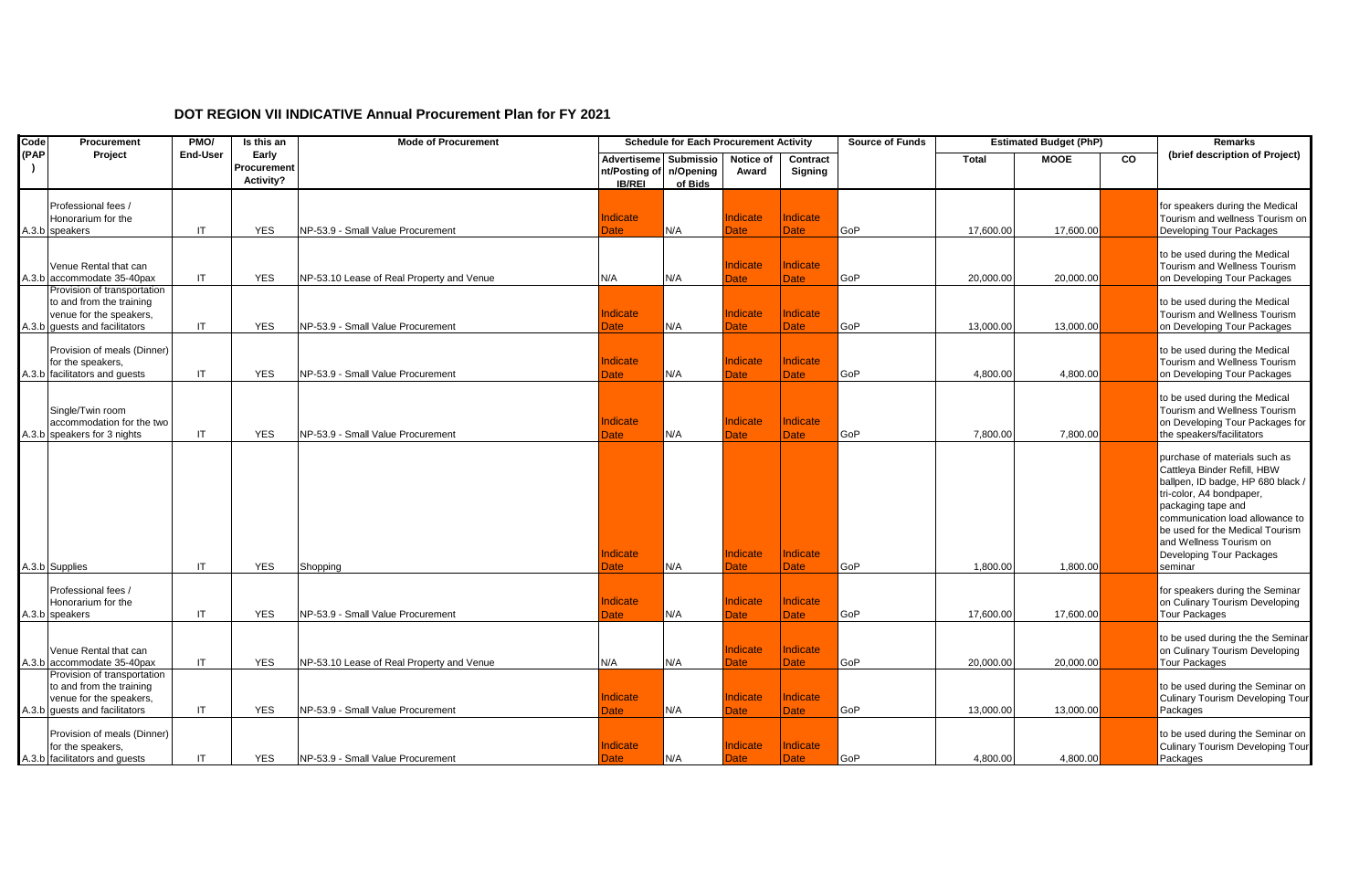# DOT REGION VII INDICATIVE Annual Procurement Plan for FY 2021

| Code (PAP) | Procurement Project | PMO/ End-User | Is this an Early Procurement Activity? | Mode of Procurement | Schedule for Each Procurement Activity | | | | Source of Funds | Estimated Budget (PhP) | | | Remarks (brief description of Project) |
|---|---|---|---|---|---|---|---|---|---|---|---|---|---|
| | | | | | Advertisement/Posting of IB/REI | Submission/Opening of Bids | Notice of Award | Contract Signing | | Total | MOOE | CO | |
| A.3.b | Professional fees / Honorarium for the speakers | IT | YES | NP-53.9 - Small Value Procurement | Indicate Date | N/A | Indicate Date | Indicate Date | GoP | 17,600.00 | 17,600.00 | | for speakers during the Medical Tourism and wellness Tourism on Developing Tour Packages |
| A.3.b | Venue Rental that can accommodate 35-40pax | IT | YES | NP-53.10 Lease of Real Property and Venue | N/A | N/A | Indicate Date | Indicate Date | GoP | 20,000.00 | 20,000.00 | | to be used during the Medical Tourism and Wellness Tourism on Developing Tour Packages |
| A.3.b | Provision of transportation to and from the training venue for the speakers, guests and facilitators | IT | YES | NP-53.9 - Small Value Procurement | Indicate Date | N/A | Indicate Date | Indicate Date | GoP | 13,000.00 | 13,000.00 | | to be used during the Medical Tourism and Wellness Tourism on Developing Tour Packages |
| A.3.b | Provision of meals (Dinner) for the speakers, facilitators and guests | IT | YES | NP-53.9 - Small Value Procurement | Indicate Date | N/A | Indicate Date | Indicate Date | GoP | 4,800.00 | 4,800.00 | | to be used during the Medical Tourism and Wellness Tourism on Developing Tour Packages |
| A.3.b | Single/Twin room accommodation for the two speakers for 3 nights | IT | YES | NP-53.9 - Small Value Procurement | Indicate Date | N/A | Indicate Date | Indicate Date | GoP | 7,800.00 | 7,800.00 | | to be used during the Medical Tourism and Wellness Tourism on Developing Tour Packages for the speakers/facilitators |
| A.3.b | Supplies | IT | YES | Shopping | Indicate Date | N/A | Indicate Date | Indicate Date | GoP | 1,800.00 | 1,800.00 | | purchase of materials such as Cattleya Binder Refill, HBW ballpen, ID badge, HP 680 black / tri-color, A4 bondpaper, packaging tape and communication load allowance to be used for the Medical Tourism and Wellness Tourism on Developing Tour Packages seminar |
| A.3.b | Professional fees / Honorarium for the speakers | IT | YES | NP-53.9 - Small Value Procurement | Indicate Date | N/A | Indicate Date | Indicate Date | GoP | 17,600.00 | 17,600.00 | | for speakers during the Seminar on Culinary Tourism Developing Tour Packages |
| A.3.b | Venue Rental that can accommodate 35-40pax | IT | YES | NP-53.10 Lease of Real Property and Venue | N/A | N/A | Indicate Date | Indicate Date | GoP | 20,000.00 | 20,000.00 | | to be used during the the Seminar on Culinary Tourism Developing Tour Packages |
| A.3.b | Provision of transportation to and from the training venue for the speakers, guests and facilitators | IT | YES | NP-53.9 - Small Value Procurement | Indicate Date | N/A | Indicate Date | Indicate Date | GoP | 13,000.00 | 13,000.00 | | to be used during the Seminar on Culinary Tourism Developing Tour Packages |
| A.3.b | Provision of meals (Dinner) for the speakers, facilitators and guests | IT | YES | NP-53.9 - Small Value Procurement | Indicate Date | N/A | Indicate Date | Indicate Date | GoP | 4,800.00 | 4,800.00 | | to be used during the Seminar on Culinary Tourism Developing Tour Packages |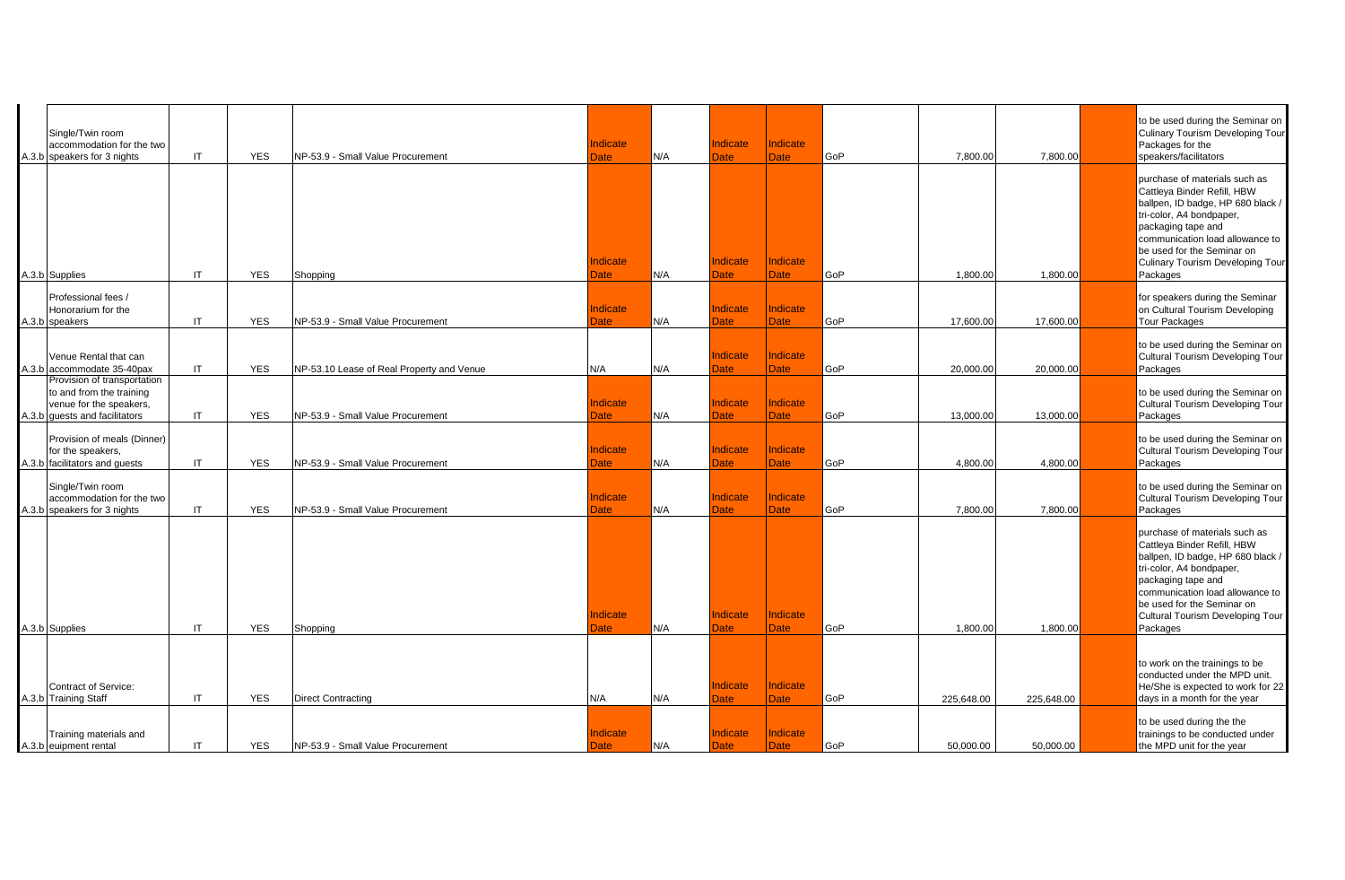| | | | | | | | | | | | | | |
|---|---|---|---|---|---|---|---|---|---|---|---|---|---|
| A.3.b | Single/Twin room accommodation for the two speakers for 3 nights | IT | YES | NP-53.9 - Small Value Procurement | Indicate Date | N/A | Indicate Date | Indicate Date | GoP | 7,800.00 | 7,800.00 | | to be used during the Seminar on Culinary Tourism Developing Tour Packages for the speakers/facilitators |
| A.3.b | Supplies | IT | YES | Shopping | Indicate Date | N/A | Indicate Date | Indicate Date | GoP | 1,800.00 | 1,800.00 | | purchase of materials such as Cattleya Binder Refill, HBW ballpen, ID badge, HP 680 black / tri-color, A4 bondpaper, packaging tape and communication load allowance to be used for the Seminar on Culinary Tourism Developing Tour Packages |
| A.3.b | Professional fees / Honorarium for the speakers | IT | YES | NP-53.9 - Small Value Procurement | Indicate Date | N/A | Indicate Date | Indicate Date | GoP | 17,600.00 | 17,600.00 | | for speakers during the Seminar on Cultural Tourism Developing Tour Packages |
| A.3.b | Venue Rental that can accommodate 35-40pax | IT | YES | NP-53.10 Lease of Real Property and Venue | N/A | N/A | Indicate Date | Indicate Date | GoP | 20,000.00 | 20,000.00 | | to be used during the Seminar on Cultural Tourism Developing Tour Packages |
| A.3.b | Provision of transportation to and from the training venue for the speakers, guests and facilitators | IT | YES | NP-53.9 - Small Value Procurement | Indicate Date | N/A | Indicate Date | Indicate Date | GoP | 13,000.00 | 13,000.00 | | to be used during the Seminar on Cultural Tourism Developing Tour Packages |
| A.3.b | Provision of meals (Dinner) for the speakers, facilitators and guests | IT | YES | NP-53.9 - Small Value Procurement | Indicate Date | N/A | Indicate Date | Indicate Date | GoP | 4,800.00 | 4,800.00 | | to be used during the Seminar on Cultural Tourism Developing Tour Packages |
| A.3.b | Single/Twin room accommodation for the two speakers for 3 nights | IT | YES | NP-53.9 - Small Value Procurement | Indicate Date | N/A | Indicate Date | Indicate Date | GoP | 7,800.00 | 7,800.00 | | to be used during the Seminar on Cultural Tourism Developing Tour Packages |
| A.3.b | Supplies | IT | YES | Shopping | Indicate Date | N/A | Indicate Date | Indicate Date | GoP | 1,800.00 | 1,800.00 | | purchase of materials such as Cattleya Binder Refill, HBW ballpen, ID badge, HP 680 black / tri-color, A4 bondpaper, packaging tape and communication load allowance to be used for the Seminar on Cultural Tourism Developing Tour Packages |
| A.3.b | Contract of Service: Training Staff | IT | YES | Direct Contracting | N/A | N/A | Indicate Date | Indicate Date | GoP | 225,648.00 | 225,648.00 | | to work on the trainings to be conducted under the MPD unit. He/She is expected to work for 22 days in a month for the year |
| A.3.b | Training materials and euipment rental | IT | YES | NP-53.9 - Small Value Procurement | Indicate Date | N/A | Indicate Date | Indicate Date | GoP | 50,000.00 | 50,000.00 | | to be used during the the trainings to be conducted under the MPD unit for the year |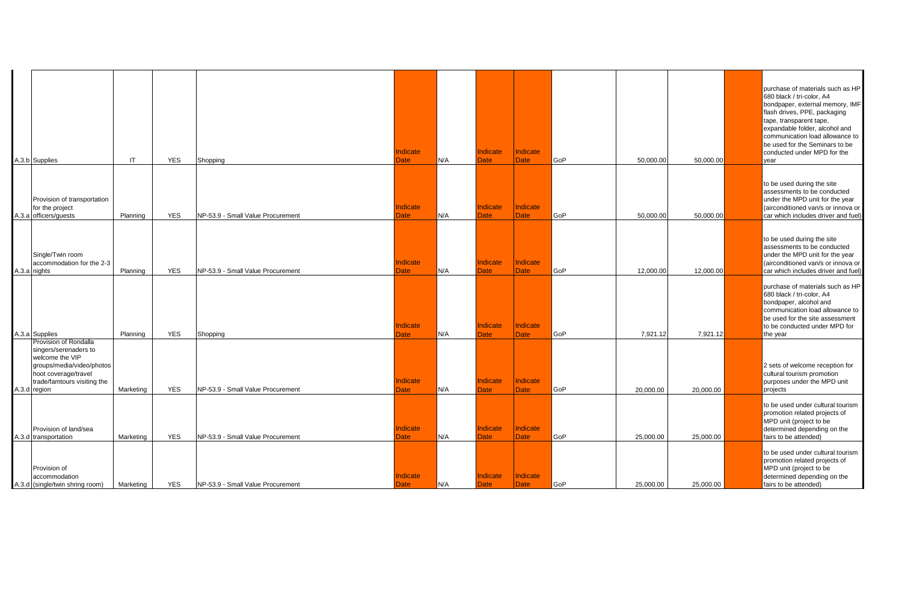| | | | | | | | | | | | | | |
|---|---|---|---|---|---|---|---|---|---|---|---|---|---|
| A.3.b | Supplies | IT | YES | Shopping | Indicate Date | N/A | Indicate Date | Indicate Date | GoP | 50,000.00 | 50,000.00 | | purchase of materials such as HP 680 black / tri-color, A4 bondpaper, external memory, IMF flash drives, PPE, packaging tape, transparent tape, expandable folder, alcohol and communication load allowance to be used for the Seminars to be conducted under MPD for the year |
| A.3.a | Provision of transportation for the project officers/guests | Planning | YES | NP-53.9 - Small Value Procurement | Indicate Date | N/A | Indicate Date | Indicate Date | GoP | 50,000.00 | 50,000.00 | | to be used during the site assessments to be conducted under the MPD unit for the year (airconditioned van/s or innova or car which includes driver and fuel) |
| A.3.a | Single/Twin room accommodation for the 2-3 nights | Planning | YES | NP-53.9 - Small Value Procurement | Indicate Date | N/A | Indicate Date | Indicate Date | GoP | 12,000.00 | 12,000.00 | | to be used during the site assessments to be conducted under the MPD unit for the year (airconditioned van/s or innova or car which includes driver and fuel) |
| A.3.a | Supplies | Planning | YES | Shopping | Indicate Date | N/A | Indicate Date | Indicate Date | GoP | 7,921.12 | 7,921.12 | | purchase of materials such as HP 680 black / tri-color, A4 bondpaper, alcohol and communication load allowance to be used for the site assessment to be conducted under MPD for the year |
| A.3.d | Provision of Rondalla singers/serenaders to welcome the VIP groups/media/video/photos hoot coverage/travel trade/famtours visiting the region | Marketing | YES | NP-53.9 - Small Value Procurement | Indicate Date | N/A | Indicate Date | Indicate Date | GoP | 20,000.00 | 20,000.00 | | 2 sets of welcome reception for cultural tourism promotion purposes under the MPD unit projects |
| A.3.d | Provision of land/sea transportation | Marketing | YES | NP-53.9 - Small Value Procurement | Indicate Date | N/A | Indicate Date | Indicate Date | GoP | 25,000.00 | 25,000.00 | | to be used under cultural tourism promotion related projects of MPD unit (project to be determined depending on the fairs to be attended) |
| A.3.d | Provision of accommodation (single/twin shring room) | Marketing | YES | NP-53.9 - Small Value Procurement | Indicate Date | N/A | Indicate Date | Indicate Date | GoP | 25,000.00 | 25,000.00 | | to be used under cultural tourism promotion related projects of MPD unit (project to be determined depending on the fairs to be attended) |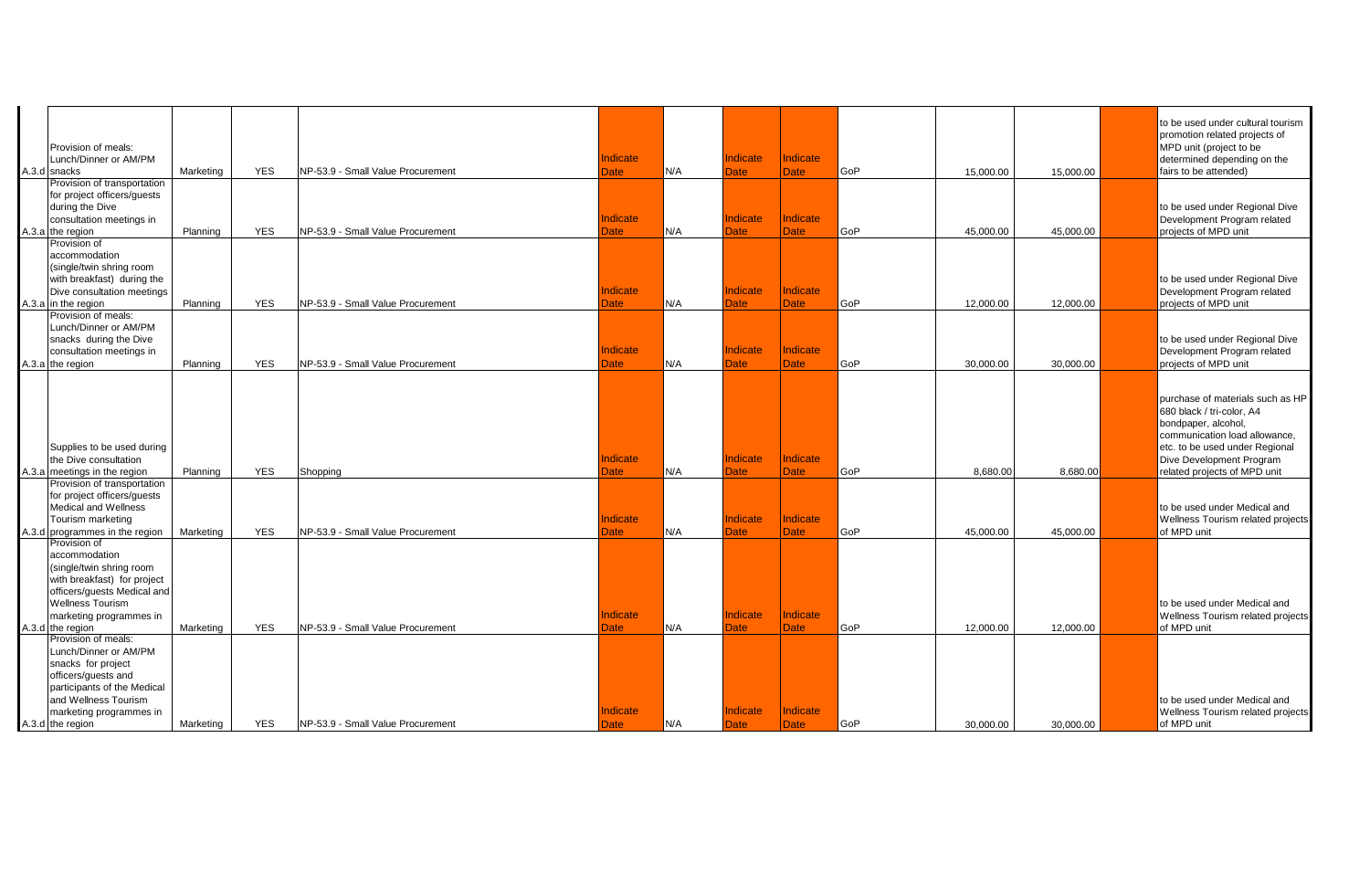| | | | | | | | | | | | | | |
|---|---|---|---|---|---|---|---|---|---|---|---|---|---|
| A.3.d | Provision of meals: Lunch/Dinner or AM/PM snacks | Marketing | YES | NP-53.9 - Small Value Procurement | Indicate Date | N/A | Indicate Date | Indicate Date | GoP | 15,000.00 | 15,000.00 | | to be used under cultural tourism promotion related projects of MPD unit (project to be determined depending on the fairs to be attended) |
| A.3.a | Provision of transportation for project officers/guests during the Dive consultation meetings in the region | Planning | YES | NP-53.9 - Small Value Procurement | Indicate Date | N/A | Indicate Date | Indicate Date | GoP | 45,000.00 | 45,000.00 | | to be used under Regional Dive Development Program related projects of MPD unit |
| A.3.a | Provision of accommodation (single/twin shring room with breakfast) during the Dive consultation meetings in the region | Planning | YES | NP-53.9 - Small Value Procurement | Indicate Date | N/A | Indicate Date | Indicate Date | GoP | 12,000.00 | 12,000.00 | | to be used under Regional Dive Development Program related projects of MPD unit |
| A.3.a | Provision of meals: Lunch/Dinner or AM/PM snacks during the Dive consultation meetings in the region | Planning | YES | NP-53.9 - Small Value Procurement | Indicate Date | N/A | Indicate Date | Indicate Date | GoP | 30,000.00 | 30,000.00 | | to be used under Regional Dive Development Program related projects of MPD unit |
| A.3.a | Supplies to be used during the Dive consultation meetings in the region | Planning | YES | Shopping | Indicate Date | N/A | Indicate Date | Indicate Date | GoP | 8,680.00 | 8,680.00 | | purchase of materials such as HP 680 black / tri-color, A4 bondpaper, alcohol, communication load allowance, etc. to be used under Regional Dive Development Program related projects of MPD unit |
| A.3.d | Provision of transportation for project officers/guests Medical and Wellness Tourism marketing programmes in the region | Marketing | YES | NP-53.9 - Small Value Procurement | Indicate Date | N/A | Indicate Date | Indicate Date | GoP | 45,000.00 | 45,000.00 | | to be used under Medical and Wellness Tourism related projects of MPD unit |
| A.3.d | Provision of accommodation (single/twin shring room with breakfast) for project officers/guests Medical and Wellness Tourism marketing programmes in the region | Marketing | YES | NP-53.9 - Small Value Procurement | Indicate Date | N/A | Indicate Date | Indicate Date | GoP | 12,000.00 | 12,000.00 | | to be used under Medical and Wellness Tourism related projects of MPD unit |
| A.3.d | Provision of meals: Lunch/Dinner or AM/PM snacks for project officers/guests and participants of the Medical and Wellness Tourism marketing programmes in the region | Marketing | YES | NP-53.9 - Small Value Procurement | Indicate Date | N/A | Indicate Date | Indicate Date | GoP | 30,000.00 | 30,000.00 | | to be used under Medical and Wellness Tourism related projects of MPD unit |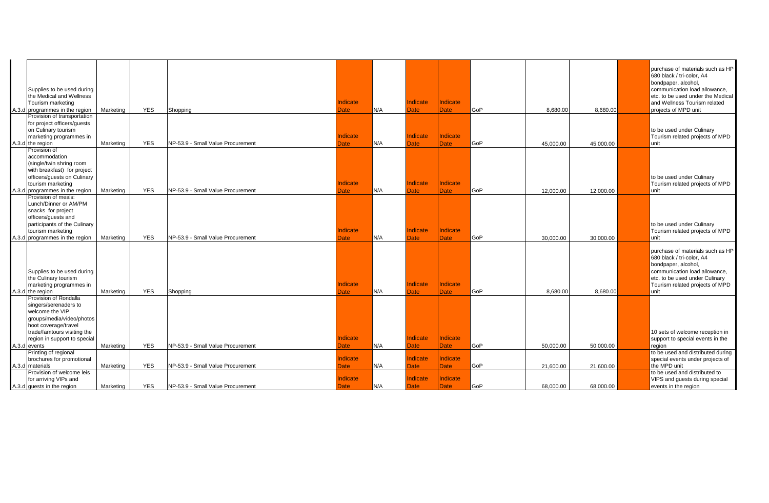| | | | | | | | | | | | | | |
|---|---|---|---|---|---|---|---|---|---|---|---|---|---|
| A.3.d | Supplies to be used during the Medical and Wellness Tourism marketing programmes in the region | Marketing | YES | Shopping | Indicate Date | N/A | Indicate Date | Indicate Date | GoP | 8,680.00 | 8,680.00 | | purchase of materials such as HP 680 black / tri-color, A4 bondpaper, alcohol, communication load allowance, etc. to be used under the Medical and Wellness Tourism related projects of MPD unit |
| A.3.d | Provision of transportation for project officers/guests on Culinary tourism marketing programmes in the region | Marketing | YES | NP-53.9 - Small Value Procurement | Indicate Date | N/A | Indicate Date | Indicate Date | GoP | 45,000.00 | 45,000.00 | | to be used under Culinary Tourism related projects of MPD unit |
| A.3.d | Provision of accommodation (single/twin shring room with breakfast) for project officers/guests on Culinary tourism marketing programmes in the region | Marketing | YES | NP-53.9 - Small Value Procurement | Indicate Date | N/A | Indicate Date | Indicate Date | GoP | 12,000.00 | 12,000.00 | | to be used under Culinary Tourism related projects of MPD unit |
| A.3.d | Provision of meals: Lunch/Dinner or AM/PM snacks for project officers/guests and participants of the Culinary tourism marketing programmes in the region | Marketing | YES | NP-53.9 - Small Value Procurement | Indicate Date | N/A | Indicate Date | Indicate Date | GoP | 30,000.00 | 30,000.00 | | to be used under Culinary Tourism related projects of MPD unit |
| A.3.d | Supplies to be used during the Culinary tourism marketing programmes in the region | Marketing | YES | Shopping | Indicate Date | N/A | Indicate Date | Indicate Date | GoP | 8,680.00 | 8,680.00 | | purchase of materials such as HP 680 black / tri-color, A4 bondpaper, alcohol, communication load allowance, etc. to be used under Culinary Tourism related projects of MPD unit |
| A.3.d | Provision of Rondalla singers/serenaders to welcome the VIP groups/media/video/photoshoot coverage/travel trade/famtours visiting the region in support to special events | Marketing | YES | NP-53.9 - Small Value Procurement | Indicate Date | N/A | Indicate Date | Indicate Date | GoP | 50,000.00 | 50,000.00 | | 10 sets of welcome reception in support to special events in the region |
| A.3.d | Printing of regional brochures for promotional materials | Marketing | YES | NP-53.9 - Small Value Procurement | Indicate Date | N/A | Indicate Date | Indicate Date | GoP | 21,600.00 | 21,600.00 | | to be used and distributed during special events under projects of the MPD unit |
| A.3.d | Provision of welcome leis for arriving VIPs and guests in the region | Marketing | YES | NP-53.9 - Small Value Procurement | Indicate Date | N/A | Indicate Date | Indicate Date | GoP | 68,000.00 | 68,000.00 | | to be used and distributed to VIPS and guests during special events in the region |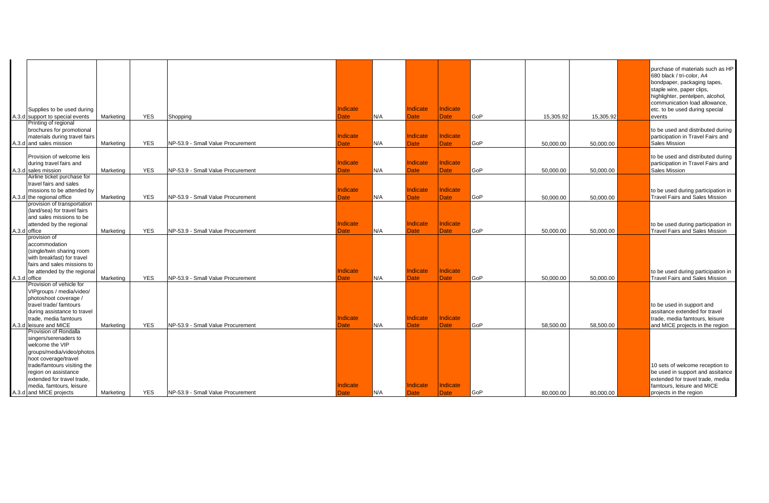| | | | | | | | | | | | | | |
|---|---|---|---|---|---|---|---|---|---|---|---|---|---|
| A.3.d | Supplies to be used during support to special events | Marketing | YES | Shopping | Indicate Date | N/A | Indicate Date | Indicate Date | GoP | 15,305.92 | 15,305.92 | | purchase of materials such as HP 680 black / tri-color, A4 bondpaper, packaging tapes, staple wire, paper clips, highlighter, pentelpen, alcohol, communication load allowance, etc. to be used during special events |
| A.3.d | Printing of regional brochures for promotional materials during travel fairs and sales mission | Marketing | YES | NP-53.9 - Small Value Procurement | Indicate Date | N/A | Indicate Date | Indicate Date | GoP | 50,000.00 | 50,000.00 | | to be used and distributed during participation in Travel Fairs and Sales Mission |
| A.3.d | Provision of welcome leis during travel fairs and sales mission | Marketing | YES | NP-53.9 - Small Value Procurement | Indicate Date | N/A | Indicate Date | Indicate Date | GoP | 50,000.00 | 50,000.00 | | to be used and distributed during participation in Travel Fairs and Sales Mission |
| A.3.d | Airline ticket purchase for travel fairs and sales missions to be attended by the regional office | Marketing | YES | NP-53.9 - Small Value Procurement | Indicate Date | N/A | Indicate Date | Indicate Date | GoP | 50,000.00 | 50,000.00 | | to be used during participation in Travel Fairs and Sales Mission |
| A.3.d | provision of transportation (land/sea) for travel fairs and sales missions to be attended by the regional office | Marketing | YES | NP-53.9 - Small Value Procurement | Indicate Date | N/A | Indicate Date | Indicate Date | GoP | 50,000.00 | 50,000.00 | | to be used during participation in Travel Fairs and Sales Mission |
| A.3.d | provision of accommodation (single/twin sharing room with breakfast) for travel fairs and sales missions to be attended by the regional office | Marketing | YES | NP-53.9 - Small Value Procurement | Indicate Date | N/A | Indicate Date | Indicate Date | GoP | 50,000.00 | 50,000.00 | | to be used during participation in Travel Fairs and Sales Mission |
| A.3.d | Provision of vehicle for VIPgroups / media/video/ photoshoot coverage / travel trade/ famtours during assistance to travel trade, media famtours leisure and MICE | Marketing | YES | NP-53.9 - Small Value Procurement | Indicate Date | N/A | Indicate Date | Indicate Date | GoP | 58,500.00 | 58,500.00 | | to be used in support and assitance extended for travel trade, media famtours, leisure and MICE projects in the region |
| A.3.d | Provision of Rondalla singers/serenaders to welcome the VIP groups/media/video/photos hoot coverage/travel trade/famtours visiting the region on assistance extended for travel trade, media, famtours, leisure and MICE projects | Marketing | YES | NP-53.9 - Small Value Procurement | Indicate Date | N/A | Indicate Date | Indicate Date | GoP | 80,000.00 | 80,000.00 | | 10 sets of welcome reception to be used in support and assitance extended for travel trade, media famtours, leisure and MICE projects in the region |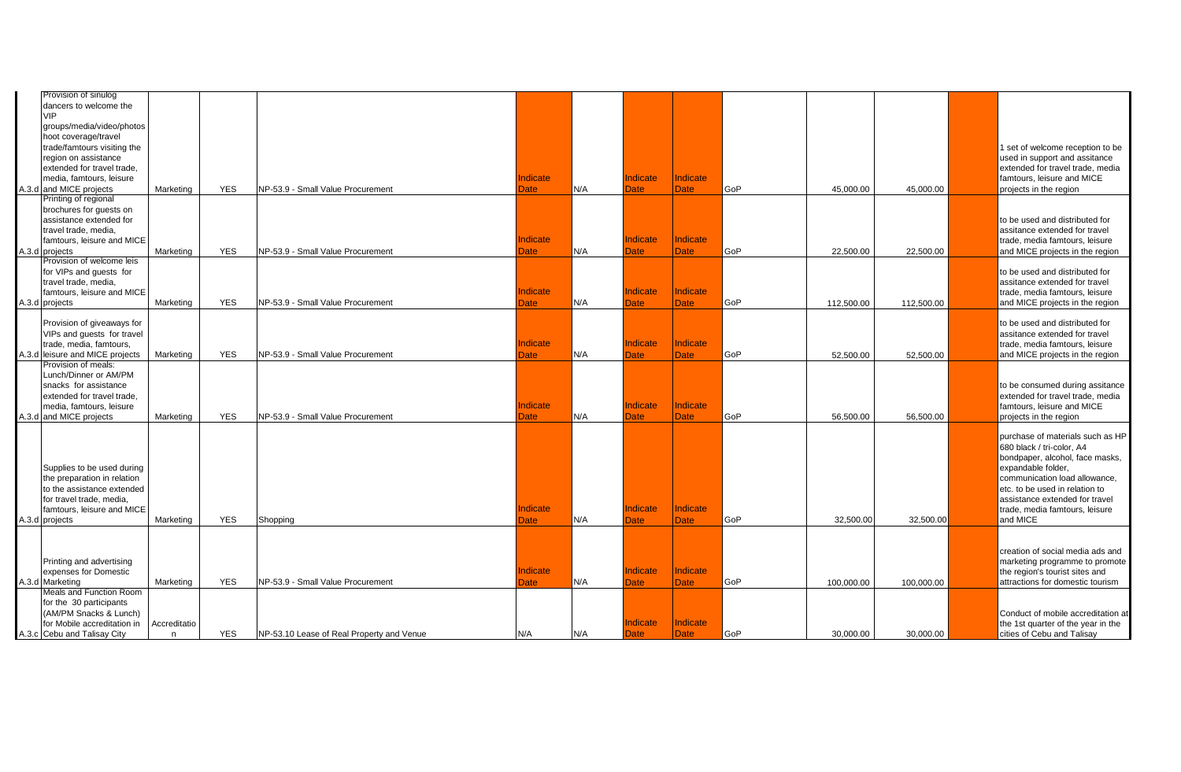| | | | | | | | | | | | | | |
|---|---|---|---|---|---|---|---|---|---|---|---|---|---|
| A.3.d | Provision of sinulog dancers to welcome the VIP groups/media/video/photoshoot coverage/travel trade/famtours visiting the region on assistance extended for travel trade, media, famtours, leisure and MICE projects | Marketing | YES | NP-53.9 - Small Value Procurement | Indicate Date | N/A | Indicate Date | Indicate Date | GoP | 45,000.00 | 45,000.00 | | 1 set of welcome reception to be used in support and assitance extended for travel trade, media famtours, leisure and MICE projects in the region |
| A.3.d | Printing of regional brochures for guests on assistance extended for travel trade, media, famtours, leisure and MICE projects | Marketing | YES | NP-53.9 - Small Value Procurement | Indicate Date | N/A | Indicate Date | Indicate Date | GoP | 22,500.00 | 22,500.00 | | to be used and distributed for assitance extended for travel trade, media famtours, leisure and MICE projects in the region |
| A.3.d | Provision of welcome leis for VIPs and guests for travel trade, media, famtours, leisure and MICE projects | Marketing | YES | NP-53.9 - Small Value Procurement | Indicate Date | N/A | Indicate Date | Indicate Date | GoP | 112,500.00 | 112,500.00 | | to be used and distributed for assitance extended for travel trade, media famtours, leisure and MICE projects in the region |
| A.3.d | Provision of giveaways for VIPs and guests for travel trade, media, famtours, leisure and MICE projects | Marketing | YES | NP-53.9 - Small Value Procurement | Indicate Date | N/A | Indicate Date | Indicate Date | GoP | 52,500.00 | 52,500.00 | | to be used and distributed for assitance extended for travel trade, media famtours, leisure and MICE projects in the region |
| A.3.d | Provision of meals: Lunch/Dinner or AM/PM snacks for assistance extended for travel trade, media, famtours, leisure and MICE projects | Marketing | YES | NP-53.9 - Small Value Procurement | Indicate Date | N/A | Indicate Date | Indicate Date | GoP | 56,500.00 | 56,500.00 | | to be consumed during assitance extended for travel trade, media famtours, leisure and MICE projects in the region |
| A.3.d | Supplies to be used during the preparation in relation to the assistance extended for travel trade, media, famtours, leisure and MICE projects | Marketing | YES | Shopping | Indicate Date | N/A | Indicate Date | Indicate Date | GoP | 32,500.00 | 32,500.00 | | purchase of materials such as HP 680 black / tri-color, A4 bondpaper, alcohol, face masks, expandable folder, communication load allowance, etc. to be used in relation to assistance extended for travel trade, media famtours, leisure and MICE |
| A.3.d | Printing and advertising expenses for Domestic Marketing | Marketing | YES | NP-53.9 - Small Value Procurement | Indicate Date | N/A | Indicate Date | Indicate Date | GoP | 100,000.00 | 100,000.00 | | creation of social media ads and marketing programme to promote the region's tourist sites and attractions for domestic tourism |
| A.3.c | Meals and Function Room for the 30 participants (AM/PM Snacks & Lunch) for Mobile accreditation in Cebu and Talisay City | Accreditation | YES | NP-53.10 Lease of Real Property and Venue | N/A | N/A | Indicate Date | Indicate Date | GoP | 30,000.00 | 30,000.00 | | Conduct of mobile accreditation at the 1st quarter of the year in the cities of Cebu and Talisay |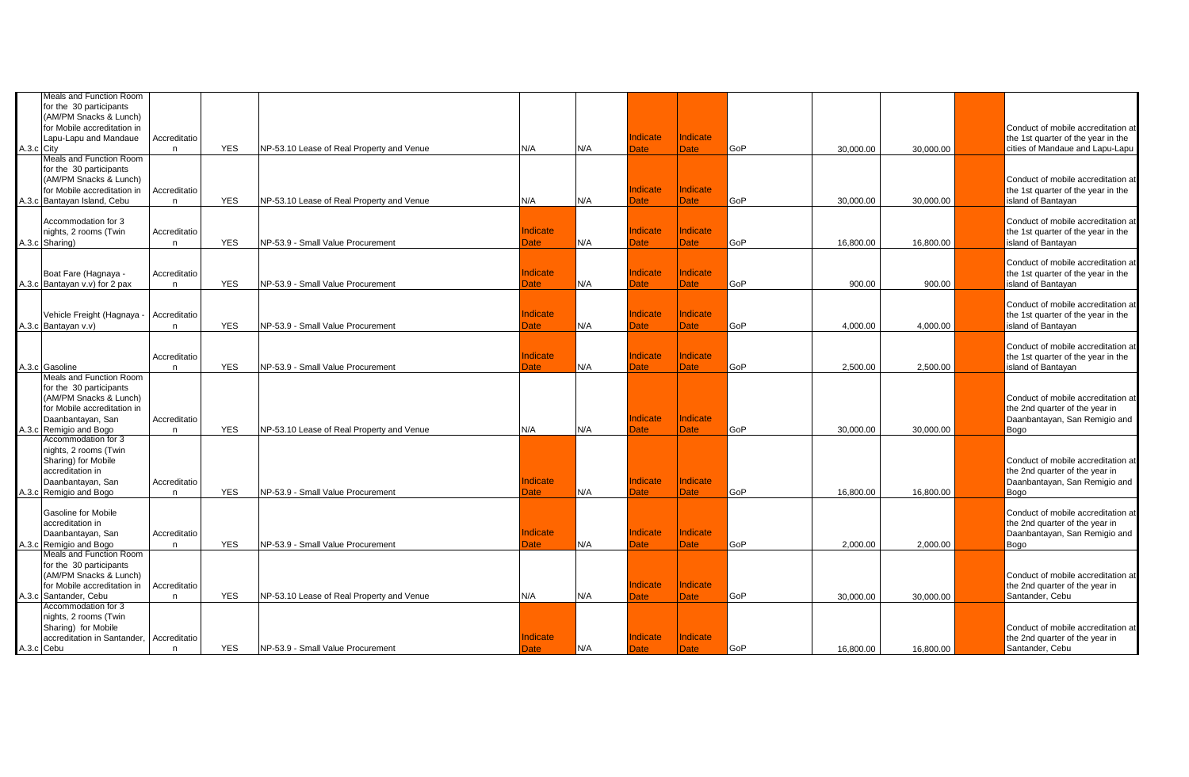| A.3.c | Meals and Function Room for the 30 participants (AM/PM Snacks & Lunch) for Mobile accreditation in Lapu-Lapu and Mandaue City | Accreditation | YES | NP-53.10 Lease of Real Property and Venue | N/A | N/A | Indicate Date | Indicate Date | GoP | 30,000.00 | 30,000.00 | | Conduct of mobile accreditation at the 1st quarter of the year in the cities of Mandaue and Lapu-Lapu |
|---|---|---|---|---|---|---|---|---|---|---|---|---|---|
| A.3.c | Meals and Function Room for the 30 participants (AM/PM Snacks & Lunch) for Mobile accreditation in Bantayan Island, Cebu | Accreditation | YES | NP-53.10 Lease of Real Property and Venue | N/A | N/A | Indicate Date | Indicate Date | GoP | 30,000.00 | 30,000.00 | | Conduct of mobile accreditation at the 1st quarter of the year in the island of Bantayan |
| A.3.c | Accommodation for 3 nights, 2 rooms (Twin Sharing) | Accreditation | YES | NP-53.9 - Small Value Procurement | Indicate Date | N/A | Indicate Date | Indicate Date | GoP | 16,800.00 | 16,800.00 | | Conduct of mobile accreditation at the 1st quarter of the year in the island of Bantayan |
| A.3.c | Boat Fare (Hagnaya - Bantayan v.v) for 2 pax | Accreditation | YES | NP-53.9 - Small Value Procurement | Indicate Date | N/A | Indicate Date | Indicate Date | GoP | 900.00 | 900.00 | | Conduct of mobile accreditation at the 1st quarter of the year in the island of Bantayan |
| A.3.c | Vehicle Freight (Hagnaya - Bantayan v.v) | Accreditation | YES | NP-53.9 - Small Value Procurement | Indicate Date | N/A | Indicate Date | Indicate Date | GoP | 4,000.00 | 4,000.00 | | Conduct of mobile accreditation at the 1st quarter of the year in the island of Bantayan |
| A.3.c | Gasoline | Accreditation | YES | NP-53.9 - Small Value Procurement | Indicate Date | N/A | Indicate Date | Indicate Date | GoP | 2,500.00 | 2,500.00 | | Conduct of mobile accreditation at the 1st quarter of the year in the island of Bantayan |
| A.3.c | Meals and Function Room for the 30 participants (AM/PM Snacks & Lunch) for Mobile accreditation in Daanbantayan, San Remigio and Bogo | Accreditation | YES | NP-53.10 Lease of Real Property and Venue | N/A | N/A | Indicate Date | Indicate Date | GoP | 30,000.00 | 30,000.00 | | Conduct of mobile accreditation at the 2nd quarter of the year in Daanbantayan, San Remigio and Bogo |
| A.3.c | Accommodation for 3 nights, 2 rooms (Twin Sharing) for Mobile accreditation in Daanbantayan, San Remigio and Bogo | Accreditation | YES | NP-53.9 - Small Value Procurement | Indicate Date | N/A | Indicate Date | Indicate Date | GoP | 16,800.00 | 16,800.00 | | Conduct of mobile accreditation at the 2nd quarter of the year in Daanbantayan, San Remigio and Bogo |
| A.3.c | Gasoline for Mobile accreditation in Daanbantayan, San Remigio and Bogo | Accreditation | YES | NP-53.9 - Small Value Procurement | Indicate Date | N/A | Indicate Date | Indicate Date | GoP | 2,000.00 | 2,000.00 | | Conduct of mobile accreditation at the 2nd quarter of the year in Daanbantayan, San Remigio and Bogo |
| A.3.c | Meals and Function Room for the 30 participants (AM/PM Snacks & Lunch) for Mobile accreditation in Santander, Cebu | Accreditation | YES | NP-53.10 Lease of Real Property and Venue | N/A | N/A | Indicate Date | Indicate Date | GoP | 30,000.00 | 30,000.00 | | Conduct of mobile accreditation at the 2nd quarter of the year in Santander, Cebu |
| A.3.c | Accommodation for 3 nights, 2 rooms (Twin Sharing) for Mobile accreditation in Santander, Cebu | Accreditation | YES | NP-53.9 - Small Value Procurement | Indicate Date | N/A | Indicate Date | Indicate Date | GoP | 16,800.00 | 16,800.00 | | Conduct of mobile accreditation at the 2nd quarter of the year in Santander, Cebu |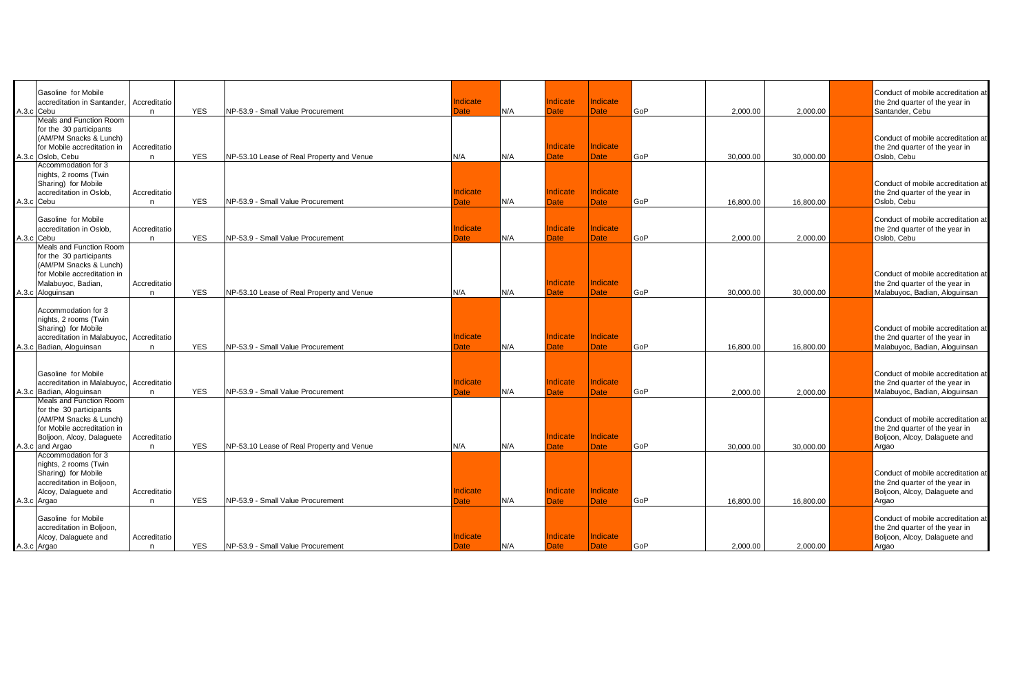| | | | | | | | | | | | | | | |
|---|---|---|---|---|---|---|---|---|---|---|---|---|---|---|
| A.3.c | Gasoline for Mobile accreditation in Santander, Cebu | Accreditation | YES | NP-53.9 - Small Value Procurement | Indicate Date | N/A | Indicate Date | Indicate Date | GoP | 2,000.00 | 2,000.00 | | | Conduct of mobile accreditation at the 2nd quarter of the year in Santander, Cebu |
| A.3.c | Meals and Function Room for the 30 participants (AM/PM Snacks & Lunch) for Mobile accreditation in Oslob, Cebu | Accreditation | YES | NP-53.10 Lease of Real Property and Venue | N/A | N/A | Indicate Date | Indicate Date | GoP | 30,000.00 | 30,000.00 | | | Conduct of mobile accreditation at the 2nd quarter of the year in Oslob, Cebu |
| A.3.c | Accommodation for 3 nights, 2 rooms (Twin Sharing) for Mobile accreditation in Oslob, Cebu | Accreditation | YES | NP-53.9 - Small Value Procurement | Indicate Date | N/A | Indicate Date | Indicate Date | GoP | 16,800.00 | 16,800.00 | | | Conduct of mobile accreditation at the 2nd quarter of the year in Oslob, Cebu |
| A.3.c | Gasoline for Mobile accreditation in Oslob, Cebu | Accreditation | YES | NP-53.9 - Small Value Procurement | Indicate Date | N/A | Indicate Date | Indicate Date | GoP | 2,000.00 | 2,000.00 | | | Conduct of mobile accreditation at the 2nd quarter of the year in Oslob, Cebu |
| A.3.c | Meals and Function Room for the 30 participants (AM/PM Snacks & Lunch) for Mobile accreditation in Malabuyoc, Badian, Aloguinsan | Accreditation | YES | NP-53.10 Lease of Real Property and Venue | N/A | N/A | Indicate Date | Indicate Date | GoP | 30,000.00 | 30,000.00 | | | Conduct of mobile accreditation at the 2nd quarter of the year in Malabuyoc, Badian, Aloguinsan |
| A.3.c | Accommodation for 3 nights, 2 rooms (Twin Sharing) for Mobile accreditation in Malabuyoc, Badian, Aloguinsan | Accreditation | YES | NP-53.9 - Small Value Procurement | Indicate Date | N/A | Indicate Date | Indicate Date | GoP | 16,800.00 | 16,800.00 | | | Conduct of mobile accreditation at the 2nd quarter of the year in Malabuyoc, Badian, Aloguinsan |
| A.3.c | Gasoline for Mobile accreditation in Malabuyoc, Badian, Aloguinsan | Accreditation | YES | NP-53.9 - Small Value Procurement | Indicate Date | N/A | Indicate Date | Indicate Date | GoP | 2,000.00 | 2,000.00 | | | Conduct of mobile accreditation at the 2nd quarter of the year in Malabuyoc, Badian, Aloguinsan |
| A.3.c | Meals and Function Room for the 30 participants (AM/PM Snacks & Lunch) for Mobile accreditation in Boljoon, Alcoy, Dalaguete and Argao | Accreditation | YES | NP-53.10 Lease of Real Property and Venue | N/A | N/A | Indicate Date | Indicate Date | GoP | 30,000.00 | 30,000.00 | | | Conduct of mobile accreditation at the 2nd quarter of the year in Boljoon, Alcoy, Dalaguete and Argao |
| A.3.c | Accommodation for 3 nights, 2 rooms (Twin Sharing) for Mobile accreditation in Boljoon, Alcoy, Dalaguete and Argao | Accreditation | YES | NP-53.9 - Small Value Procurement | Indicate Date | N/A | Indicate Date | Indicate Date | GoP | 16,800.00 | 16,800.00 | | | Conduct of mobile accreditation at the 2nd quarter of the year in Boljoon, Alcoy, Dalaguete and Argao |
| A.3.c | Gasoline for Mobile accreditation in Boljoon, Alcoy, Dalaguete and Argao | Accreditation | YES | NP-53.9 - Small Value Procurement | Indicate Date | N/A | Indicate Date | Indicate Date | GoP | 2,000.00 | 2,000.00 | | | Conduct of mobile accreditation at the 2nd quarter of the year in Boljoon, Alcoy, Dalaguete and Argao |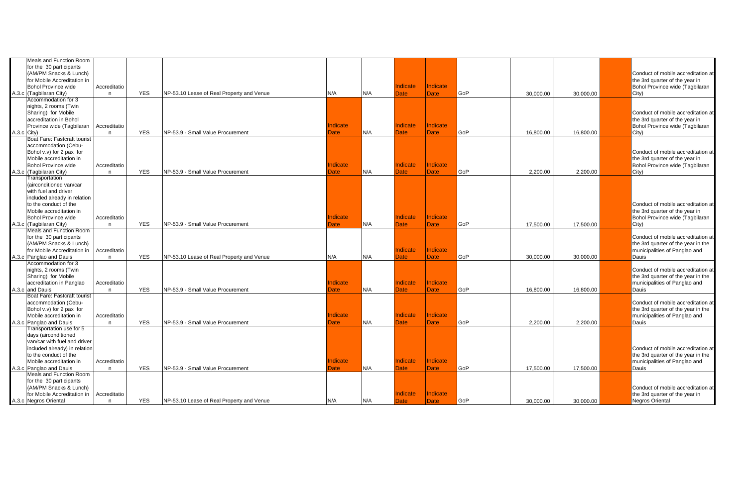| | | | | | | | | | | | | | |
|---|---|---|---|---|---|---|---|---|---|---|---|---|---|
| A.3.c | Meals and Function Room for the 30 participants (AM/PM Snacks & Lunch) for Mobile Accreditation in Bohol Province wide (Tagbilaran City) | Accreditation | YES | NP-53.10 Lease of Real Property and Venue | N/A | N/A | Indicate Date | Indicate Date | GoP | 30,000.00 | 30,000.00 | | Conduct of mobile accreditation at the 3rd quarter of the year in Bohol Province wide (Tagbilaran City) |
| A.3.c | Accommodation for 3 nights, 2 rooms (Twin Sharing) for Mobile accreditation in Bohol Province wide (Tagbilaran City) | Accreditation | YES | NP-53.9 - Small Value Procurement | Indicate Date | N/A | Indicate Date | Indicate Date | GoP | 16,800.00 | 16,800.00 | | Conduct of mobile accreditation at the 3rd quarter of the year in Bohol Province wide (Tagbilaran City) |
| A.3.c | Boat Fare: Fastcraft tourist accommodation (Cebu-Bohol v.v) for 2 pax for Mobile accreditation in Bohol Province wide (Tagbilaran City) | Accreditation | YES | NP-53.9 - Small Value Procurement | Indicate Date | N/A | Indicate Date | Indicate Date | GoP | 2,200.00 | 2,200.00 | | Conduct of mobile accreditation at the 3rd quarter of the year in Bohol Province wide (Tagbilaran City) |
| A.3.c | Transportation (airconditioned van/car with fuel and driver included already in relation to the conduct of the Mobile accreditation in Bohol Province wide (Tagbilaran City) | Accreditation | YES | NP-53.9 - Small Value Procurement | Indicate Date | N/A | Indicate Date | Indicate Date | GoP | 17,500.00 | 17,500.00 | | Conduct of mobile accreditation at the 3rd quarter of the year in Bohol Province wide (Tagbilaran City) |
| A.3.c | Meals and Function Room for the 30 participants (AM/PM Snacks & Lunch) for Mobile Accreditation in Panglao and Dauis | Accreditation | YES | NP-53.10 Lease of Real Property and Venue | N/A | N/A | Indicate Date | Indicate Date | GoP | 30,000.00 | 30,000.00 | | Conduct of mobile accreditation at the 3rd quarter of the year in the municipalities of Panglao and Dauis |
| A.3.c | Accommodation for 3 nights, 2 rooms (Twin Sharing) for Mobile accreditation in Panglao and Dauis | Accreditation | YES | NP-53.9 - Small Value Procurement | Indicate Date | N/A | Indicate Date | Indicate Date | GoP | 16,800.00 | 16,800.00 | | Conduct of mobile accreditation at the 3rd quarter of the year in the municipalities of Panglao and Dauis |
| A.3.c | Boat Fare: Fastcraft tourist accommodation (Cebu-Bohol v.v) for 2 pax for Mobile accreditation in Panglao and Dauis | Accreditation | YES | NP-53.9 - Small Value Procurement | Indicate Date | N/A | Indicate Date | Indicate Date | GoP | 2,200.00 | 2,200.00 | | Conduct of mobile accreditation at the 3rd quarter of the year in the municipalities of Panglao and Dauis |
| A.3.c | Transportation use for 5 days (airconditioned van/car with fuel and driver included already) in relation to the conduct of the Mobile accreditation in Panglao and Dauis | Accreditation | YES | NP-53.9 - Small Value Procurement | Indicate Date | N/A | Indicate Date | Indicate Date | GoP | 17,500.00 | 17,500.00 | | Conduct of mobile accreditation at the 3rd quarter of the year in the municipalities of Panglao and Dauis |
| A.3.c | Meals and Function Room for the 30 participants (AM/PM Snacks & Lunch) for Mobile Accreditation in Negros Oriental | Accreditation | YES | NP-53.10 Lease of Real Property and Venue | N/A | N/A | Indicate Date | Indicate Date | GoP | 30,000.00 | 30,000.00 | | Conduct of mobile accreditation at the 3rd quarter of the year in Negros Oriental |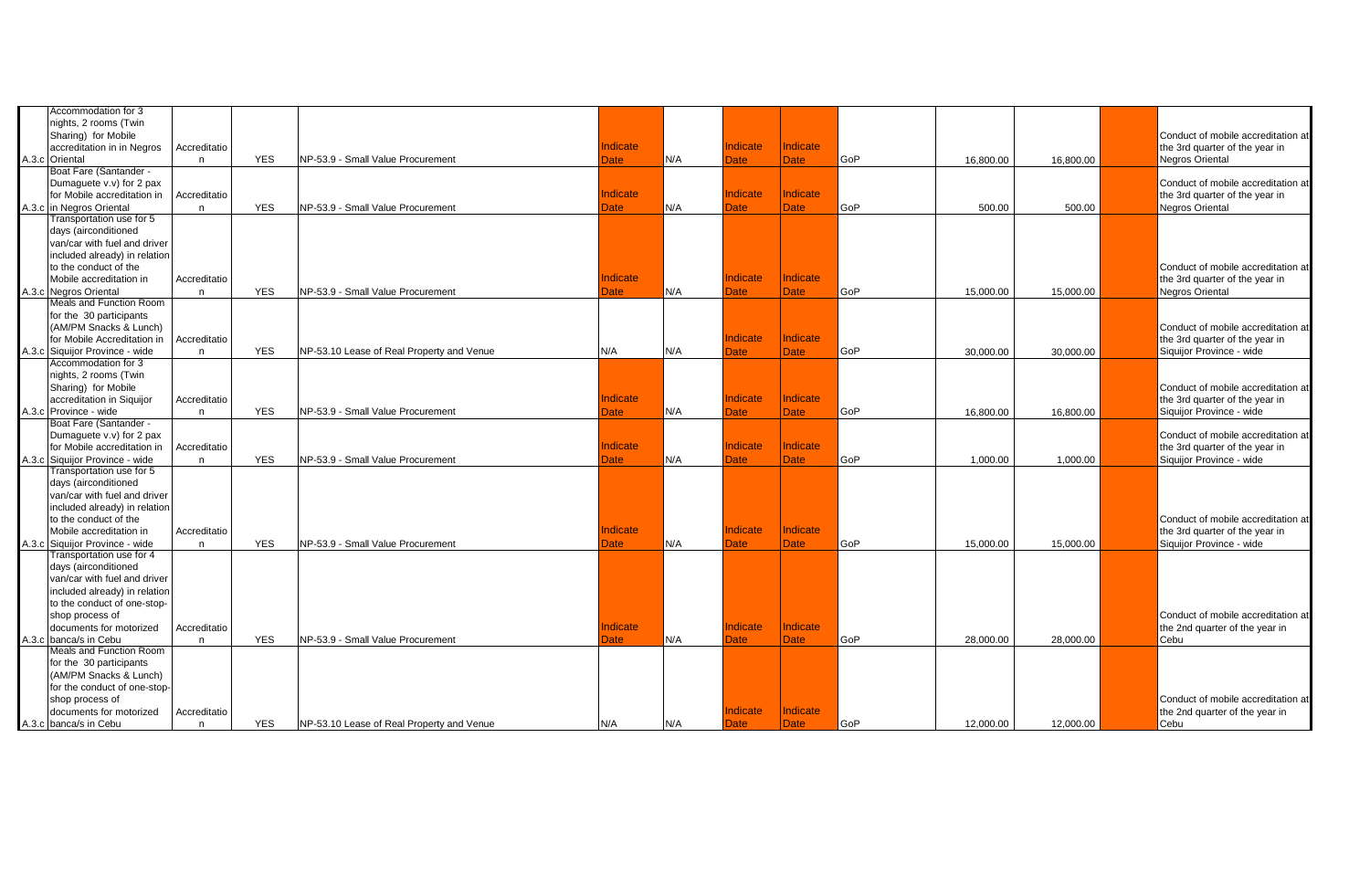| | | | | | | | | | | | | | |
|---|---|---|---|---|---|---|---|---|---|---|---|---|---|
| A.3.c | Accommodation for 3 nights, 2 rooms (Twin Sharing) for Mobile accreditation in in Negros Oriental | Accreditation | YES | NP-53.9 - Small Value Procurement | Indicate Date | N/A | Indicate Date | Indicate Date | GoP | 16,800.00 | 16,800.00 | | Conduct of mobile accreditation at the 3rd quarter of the year in Negros Oriental |
| A.3.c | Boat Fare (Santander - Dumaguete v.v) for 2 pax for Mobile accreditation in in Negros Oriental | Accreditation | YES | NP-53.9 - Small Value Procurement | Indicate Date | N/A | Indicate Date | Indicate Date | GoP | 500.00 | 500.00 | | Conduct of mobile accreditation at the 3rd quarter of the year in Negros Oriental |
| A.3.c | Transportation use for 5 days (airconditioned van/car with fuel and driver included already) in relation to the conduct of the Mobile accreditation in Negros Oriental | Accreditation | YES | NP-53.9 - Small Value Procurement | Indicate Date | N/A | Indicate Date | Indicate Date | GoP | 15,000.00 | 15,000.00 | | Conduct of mobile accreditation at the 3rd quarter of the year in Negros Oriental |
| A.3.c | Meals and Function Room for the 30 participants (AM/PM Snacks & Lunch) for Mobile Accreditation in Siquijor Province - wide | Accreditation | YES | NP-53.10 Lease of Real Property and Venue | N/A | N/A | Indicate Date | Indicate Date | GoP | 30,000.00 | 30,000.00 | | Conduct of mobile accreditation at the 3rd quarter of the year in Siquijor Province - wide |
| A.3.c | Accommodation for 3 nights, 2 rooms (Twin Sharing) for Mobile accreditation in Siquijor Province - wide | Accreditation | YES | NP-53.9 - Small Value Procurement | Indicate Date | N/A | Indicate Date | Indicate Date | GoP | 16,800.00 | 16,800.00 | | Conduct of mobile accreditation at the 3rd quarter of the year in Siquijor Province - wide |
| A.3.c | Boat Fare (Santander - Dumaguete v.v) for 2 pax for Mobile accreditation in Siquijor Province - wide | Accreditation | YES | NP-53.9 - Small Value Procurement | Indicate Date | N/A | Indicate Date | Indicate Date | GoP | 1,000.00 | 1,000.00 | | Conduct of mobile accreditation at the 3rd quarter of the year in Siquijor Province - wide |
| A.3.c | Transportation use for 5 days (airconditioned van/car with fuel and driver included already) in relation to the conduct of the Mobile accreditation in Siquijor Province - wide | Accreditation | YES | NP-53.9 - Small Value Procurement | Indicate Date | N/A | Indicate Date | Indicate Date | GoP | 15,000.00 | 15,000.00 | | Conduct of mobile accreditation at the 3rd quarter of the year in Siquijor Province - wide |
| A.3.c | Transportation use for 4 days (airconditioned van/car with fuel and driver included already) in relation to the conduct of one-stop-shop process of documents for motorized banca/s in Cebu | Accreditation | YES | NP-53.9 - Small Value Procurement | Indicate Date | N/A | Indicate Date | Indicate Date | GoP | 28,000.00 | 28,000.00 | | Conduct of mobile accreditation at the 2nd quarter of the year in Cebu |
| A.3.c | Meals and Function Room for the 30 participants (AM/PM Snacks & Lunch) for the conduct of one-stop-shop process of documents for motorized banca/s in Cebu | Accreditation | YES | NP-53.10 Lease of Real Property and Venue | N/A | N/A | Indicate Date | Indicate Date | GoP | 12,000.00 | 12,000.00 | | Conduct of mobile accreditation at the 2nd quarter of the year in Cebu |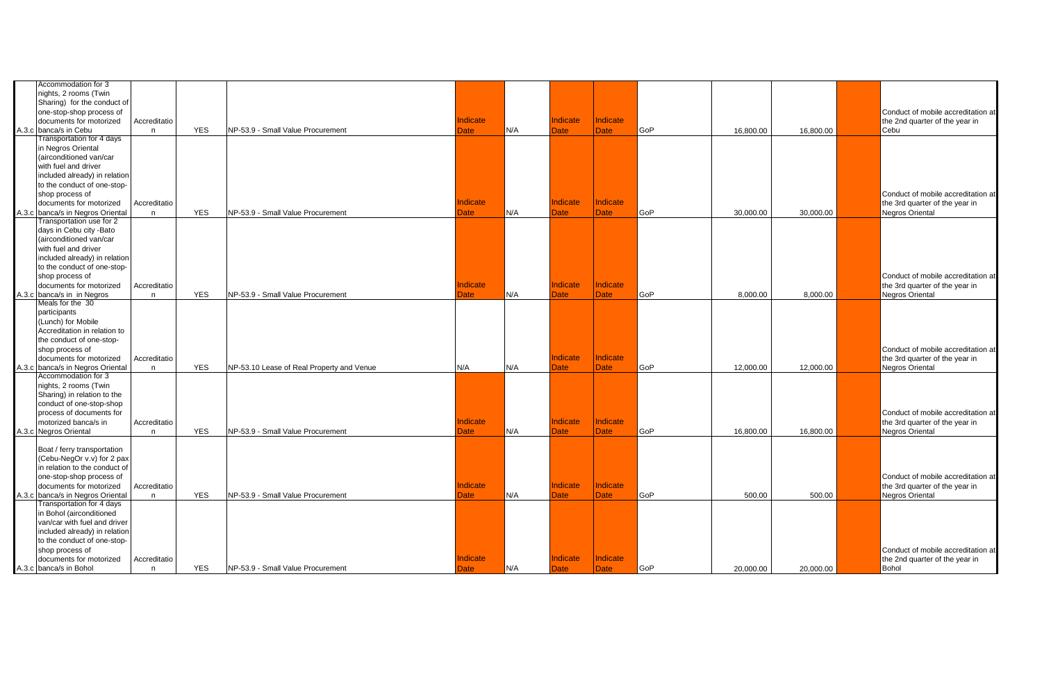| | | | | | | | | | | | | | | |
|---|---|---|---|---|---|---|---|---|---|---|---|---|---|---|
| A.3.c | Accommodation for 3 nights, 2 rooms (Twin Sharing) for the conduct of one-stop-shop process of documents for motorized banca/s in Cebu | Accreditation | YES | NP-53.9 - Small Value Procurement | Indicate Date | N/A | Indicate Date | Indicate Date | GoP | 16,800.00 | 16,800.00 | | | Conduct of mobile accreditation at the 2nd quarter of the year in Cebu |
| A.3.c | Transportation for 4 days in Negros Oriental (airconditioned van/car with fuel and driver included already) in relation to the conduct of one-stop-shop process of documents for motorized banca/s in Negros Oriental | Accreditation | YES | NP-53.9 - Small Value Procurement | Indicate Date | N/A | Indicate Date | Indicate Date | GoP | 30,000.00 | 30,000.00 | | | Conduct of mobile accreditation at the 3rd quarter of the year in Negros Oriental |
| A.3.c | Transportation use for 2 days in Cebu city -Bato (airconditioned van/car with fuel and driver included already) in relation to the conduct of one-stop-shop process of documents for motorized banca/s in in Negros | Accreditation | YES | NP-53.9 - Small Value Procurement | Indicate Date | N/A | Indicate Date | Indicate Date | GoP | 8,000.00 | 8,000.00 | | | Conduct of mobile accreditation at the 3rd quarter of the year in Negros Oriental |
| A.3.c | Meals for the 30 participants (Lunch) for Mobile Accreditation in relation to the conduct of one-stop-shop process of documents for motorized banca/s in Negros Oriental | Accreditation | YES | NP-53.10 Lease of Real Property and Venue | N/A | N/A | Indicate Date | Indicate Date | GoP | 12,000.00 | 12,000.00 | | | Conduct of mobile accreditation at the 3rd quarter of the year in Negros Oriental |
| A.3.c | Accommodation for 3 nights, 2 rooms (Twin Sharing) in relation to the conduct of one-stop-shop process of documents for motorized banca/s in Negros Oriental | Accreditation | YES | NP-53.9 - Small Value Procurement | Indicate Date | N/A | Indicate Date | Indicate Date | GoP | 16,800.00 | 16,800.00 | | | Conduct of mobile accreditation at the 3rd quarter of the year in Negros Oriental |
| A.3.c | Boat / ferry transportation (Cebu-NegOr v.v) for 2 pax in relation to the conduct of one-stop-shop process of documents for motorized banca/s in Negros Oriental | Accreditation | YES | NP-53.9 - Small Value Procurement | Indicate Date | N/A | Indicate Date | Indicate Date | GoP | 500.00 | 500.00 | | | Conduct of mobile accreditation at the 3rd quarter of the year in Negros Oriental |
| A.3.c | Transportation for 4 days in Bohol (airconditioned van/car with fuel and driver included already) in relation to the conduct of one-stop-shop process of documents for motorized banca/s in Bohol | Accreditation | YES | NP-53.9 - Small Value Procurement | Indicate Date | N/A | Indicate Date | Indicate Date | GoP | 20,000.00 | 20,000.00 | | | Conduct of mobile accreditation at the 2nd quarter of the year in Bohol |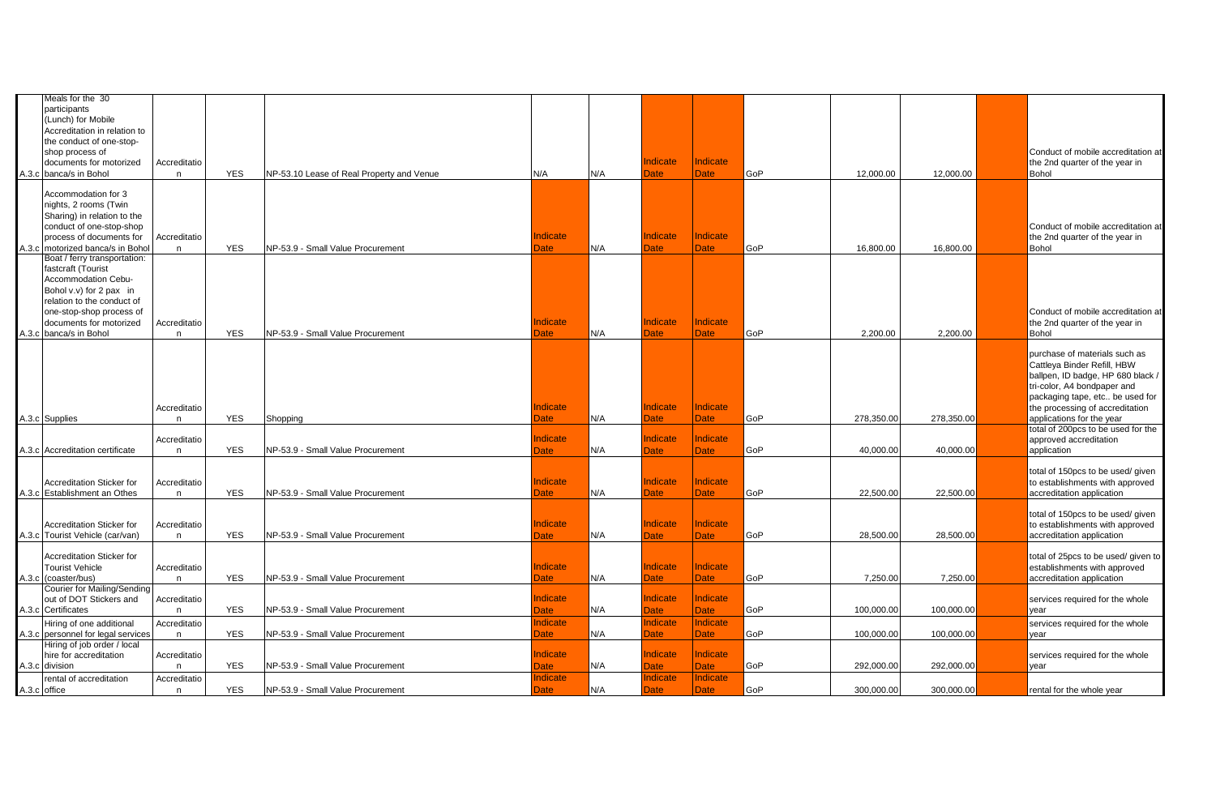| | | | | | | | | | | | | | |
|---|---|---|---|---|---|---|---|---|---|---|---|---|---|
| A.3.c | Meals for the 30 participants (Lunch) for Mobile Accreditation in relation to the conduct of one-stop-shop process of documents for motorized banca/s in Bohol | Accreditation | YES | NP-53.10 Lease of Real Property and Venue | N/A | N/A | Indicate Date | Indicate Date | GoP | 12,000.00 | 12,000.00 | | Conduct of mobile accreditation at the 2nd quarter of the year in Bohol |
| A.3.c | Accommodation for 3 nights, 2 rooms (Twin Sharing) in relation to the conduct of one-stop-shop process of documents for motorized banca/s in Bohol | Accreditation | YES | NP-53.9 - Small Value Procurement | Indicate Date | N/A | Indicate Date | Indicate Date | GoP | 16,800.00 | 16,800.00 | | Conduct of mobile accreditation at the 2nd quarter of the year in Bohol |
| A.3.c | Boat / ferry transportation: fastcraft (Tourist Accommodation Cebu-Bohol v.v) for 2 pax in relation to the conduct of one-stop-shop process of documents for motorized banca/s in Bohol | Accreditation | YES | NP-53.9 - Small Value Procurement | Indicate Date | N/A | Indicate Date | Indicate Date | GoP | 2,200.00 | 2,200.00 | | Conduct of mobile accreditation at the 2nd quarter of the year in Bohol |
| A.3.c | Supplies | Accreditation | YES | Shopping | Indicate Date | N/A | Indicate Date | Indicate Date | GoP | 278,350.00 | 278,350.00 | | purchase of materials such as Cattleya Binder Refill, HBW ballpen, ID badge, HP 680 black / tri-color, A4 bondpaper and packaging tape, etc.. be used for the processing of accreditation applications for the year |
| A.3.c | Accreditation certificate | Accreditation | YES | NP-53.9 - Small Value Procurement | Indicate Date | N/A | Indicate Date | Indicate Date | GoP | 40,000.00 | 40,000.00 | | total of 200pcs to be used for the approved accreditation application |
| A.3.c | Accreditation Sticker for Establishment an Othes | Accreditation | YES | NP-53.9 - Small Value Procurement | Indicate Date | N/A | Indicate Date | Indicate Date | GoP | 22,500.00 | 22,500.00 | | total of 150pcs to be used/ given to establishments with approved accreditation application |
| A.3.c | Accreditation Sticker for Tourist Vehicle (car/van) | Accreditation | YES | NP-53.9 - Small Value Procurement | Indicate Date | N/A | Indicate Date | Indicate Date | GoP | 28,500.00 | 28,500.00 | | total of 150pcs to be used/ given to establishments with approved accreditation application |
| A.3.c | Accreditation Sticker for Tourist Vehicle (coaster/bus) | Accreditation | YES | NP-53.9 - Small Value Procurement | Indicate Date | N/A | Indicate Date | Indicate Date | GoP | 7,250.00 | 7,250.00 | | total of 25pcs to be used/ given to establishments with approved accreditation application |
| A.3.c | Courier for Mailing/Sending out of DOT Stickers and Certificates | Accreditation | YES | NP-53.9 - Small Value Procurement | Indicate Date | N/A | Indicate Date | Indicate Date | GoP | 100,000.00 | 100,000.00 | | services required for the whole year |
| A.3.c | Hiring of one additional personnel for legal services | Accreditation | YES | NP-53.9 - Small Value Procurement | Indicate Date | N/A | Indicate Date | Indicate Date | GoP | 100,000.00 | 100,000.00 | | services required for the whole year |
| A.3.c | Hiring of job order / local hire for accreditation division | Accreditation | YES | NP-53.9 - Small Value Procurement | Indicate Date | N/A | Indicate Date | Indicate Date | GoP | 292,000.00 | 292,000.00 | | services required for the whole year |
| A.3.c | rental of accreditation office | Accreditation | YES | NP-53.9 - Small Value Procurement | Indicate Date | N/A | Indicate Date | Indicate Date | GoP | 300,000.00 | 300,000.00 | | rental for the whole year |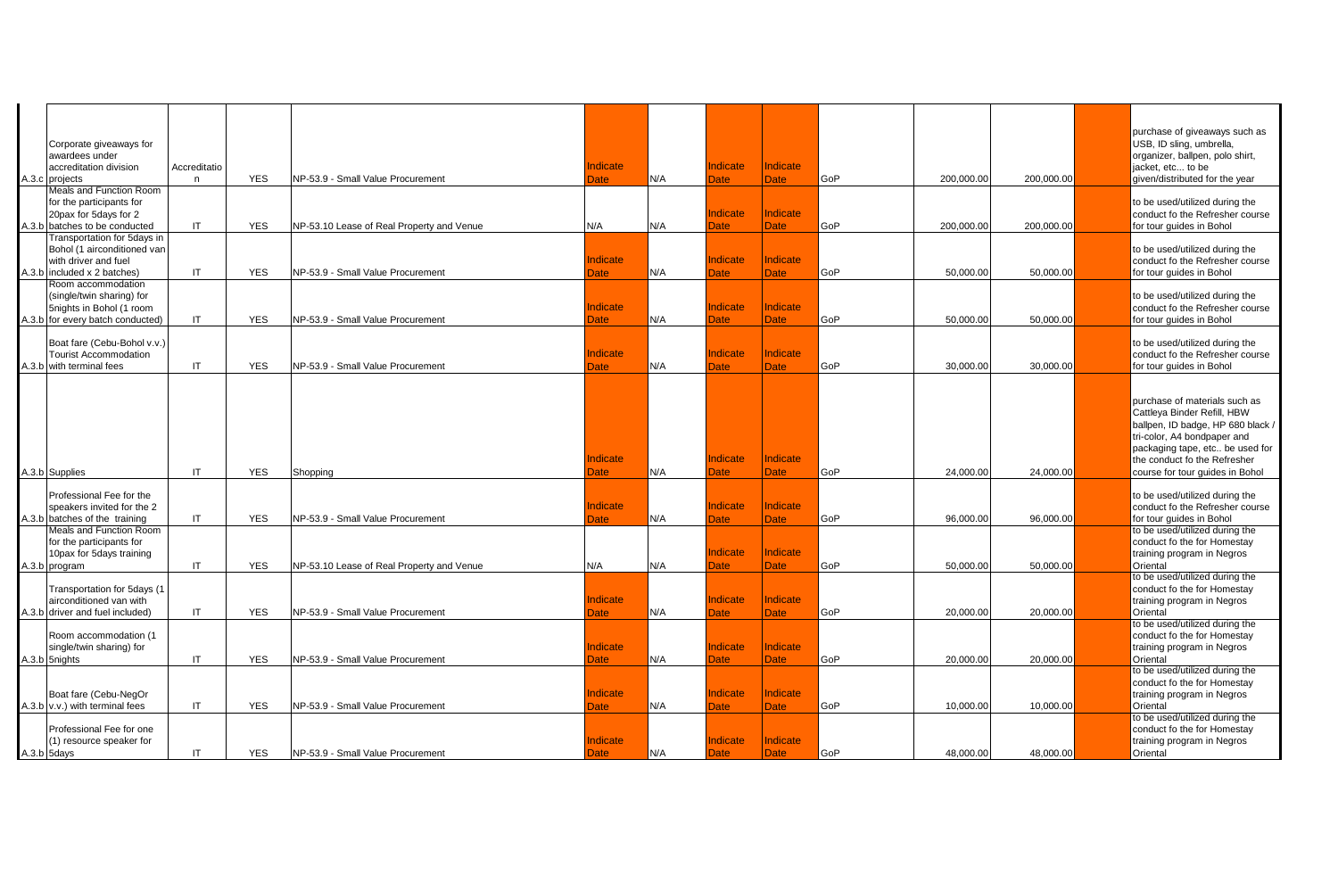| | | | | | | | | | | | | | |
|---|---|---|---|---|---|---|---|---|---|---|---|---|---|
| A.3.c | Corporate giveaways for awardees under accreditation division projects | Accreditation | YES | NP-53.9 - Small Value Procurement | Indicate Date | N/A | Indicate Date | Indicate Date | GoP | 200,000.00 | 200,000.00 | | purchase of giveaways such as USB, ID sling, umbrella, organizer, ballpen, polo shirt, jacket, etc... to be given/distributed for the year |
| A.3.b | Meals and Function Room for the participants for 20pax for 5days for 2 batches to be conducted | IT | YES | NP-53.10 Lease of Real Property and Venue | N/A | N/A | Indicate Date | Indicate Date | GoP | 200,000.00 | 200,000.00 | | to be used/utilized during the conduct fo the Refresher course for tour guides in Bohol |
| A.3.b | Transportation for 5days in Bohol (1 airconditioned van with driver and fuel included x 2 batches) | IT | YES | NP-53.9 - Small Value Procurement | Indicate Date | N/A | Indicate Date | Indicate Date | GoP | 50,000.00 | 50,000.00 | | to be used/utilized during the conduct fo the Refresher course for tour guides in Bohol |
| A.3.b | Room accommodation (single/twin sharing) for 5nights in Bohol (1 room for every batch conducted) | IT | YES | NP-53.9 - Small Value Procurement | Indicate Date | N/A | Indicate Date | Indicate Date | GoP | 50,000.00 | 50,000.00 | | to be used/utilized during the conduct fo the Refresher course for tour guides in Bohol |
| A.3.b | Boat fare (Cebu-Bohol v.v.) Tourist Accommodation with terminal fees | IT | YES | NP-53.9 - Small Value Procurement | Indicate Date | N/A | Indicate Date | Indicate Date | GoP | 30,000.00 | 30,000.00 | | to be used/utilized during the conduct fo the Refresher course for tour guides in Bohol |
| A.3.b | Supplies | IT | YES | Shopping | Indicate Date | N/A | Indicate Date | Indicate Date | GoP | 24,000.00 | 24,000.00 | | purchase of materials such as Cattleya Binder Refill, HBW ballpen, ID badge, HP 680 black / tri-color, A4 bondpaper and packaging tape, etc.. be used for the conduct fo the Refresher course for tour guides in Bohol |
| A.3.b | Professional Fee for the speakers invited for the 2 batches of the training | IT | YES | NP-53.9 - Small Value Procurement | Indicate Date | N/A | Indicate Date | Indicate Date | GoP | 96,000.00 | 96,000.00 | | to be used/utilized during the conduct fo the Refresher course for tour guides in Bohol |
| A.3.b | Meals and Function Room for the participants for 10pax for 5days training program | IT | YES | NP-53.10 Lease of Real Property and Venue | N/A | N/A | Indicate Date | Indicate Date | GoP | 50,000.00 | 50,000.00 | | to be used/utilized during the conduct fo the for Homestay training program in Negros Oriental |
| A.3.b | Transportation for 5days (1 airconditioned van with driver and fuel included) | IT | YES | NP-53.9 - Small Value Procurement | Indicate Date | N/A | Indicate Date | Indicate Date | GoP | 20,000.00 | 20,000.00 | | to be used/utilized during the conduct fo the for Homestay training program in Negros Oriental |
| A.3.b | Room accommodation (1 single/twin sharing) for 5nights | IT | YES | NP-53.9 - Small Value Procurement | Indicate Date | N/A | Indicate Date | Indicate Date | GoP | 20,000.00 | 20,000.00 | | to be used/utilized during the conduct fo the for Homestay training program in Negros Oriental |
| A.3.b | Boat fare (Cebu-NegOr v.v.) with terminal fees | IT | YES | NP-53.9 - Small Value Procurement | Indicate Date | N/A | Indicate Date | Indicate Date | GoP | 10,000.00 | 10,000.00 | | to be used/utilized during the conduct fo the for Homestay training program in Negros Oriental |
| A.3.b | Professional Fee for one (1) resource speaker for 5days | IT | YES | NP-53.9 - Small Value Procurement | Indicate Date | N/A | Indicate Date | Indicate Date | GoP | 48,000.00 | 48,000.00 | | to be used/utilized during the conduct fo the for Homestay training program in Negros Oriental |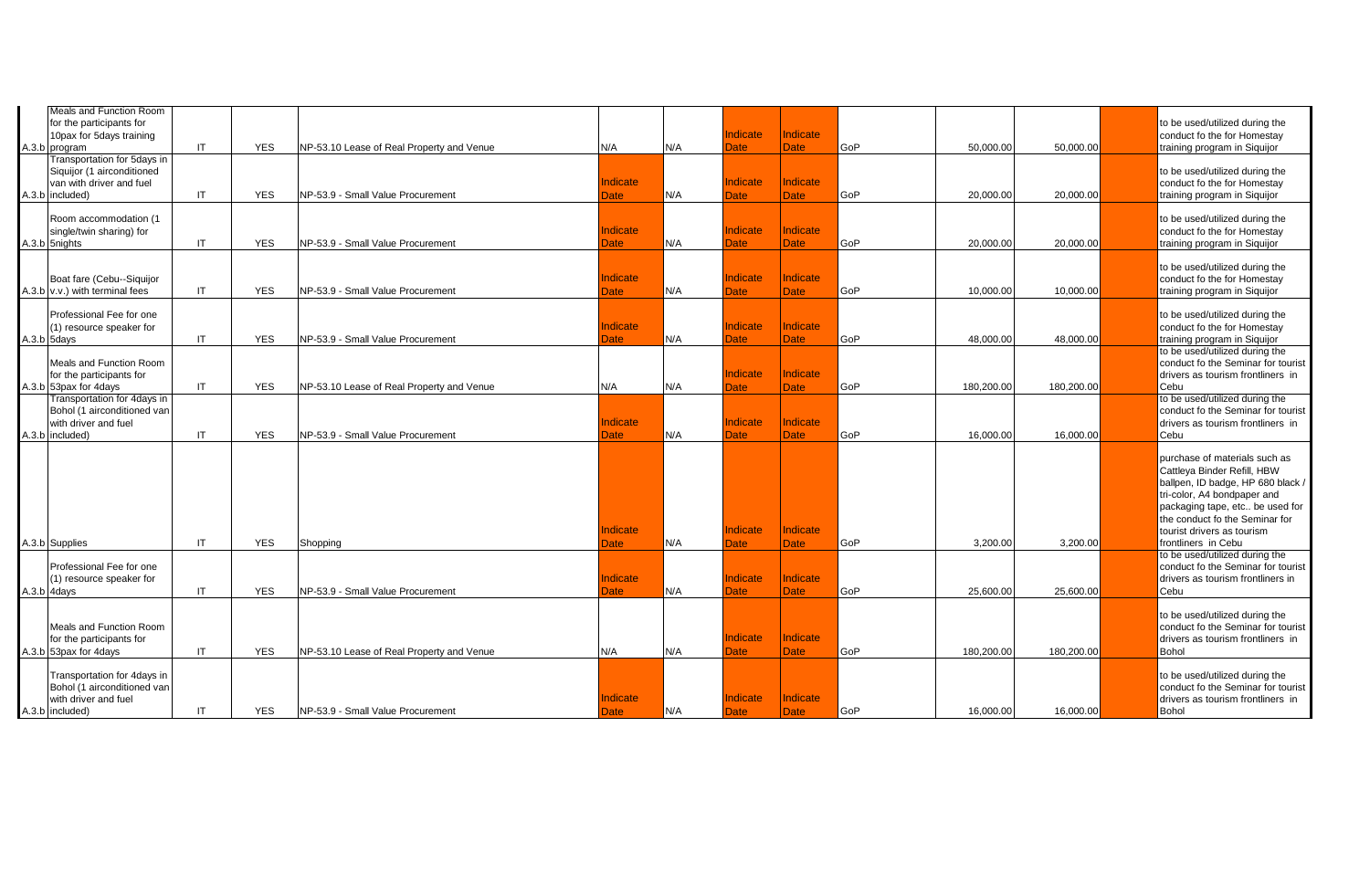| | | | | | | | | | | | | | |
|---|---|---|---|---|---|---|---|---|---|---|---|---|---|
| A.3.b | Meals and Function Room for the participants for 10pax for 5days training program | IT | YES | NP-53.10 Lease of Real Property and Venue | N/A | N/A | Indicate Date | Indicate Date | GoP | 50,000.00 | 50,000.00 | | to be used/utilized during the conduct fo the for Homestay training program in Siquijor |
| A.3.b | Transportation for 5days in Siquijor (1 airconditioned van with driver and fuel included) | IT | YES | NP-53.9 - Small Value Procurement | Indicate Date | N/A | Indicate Date | Indicate Date | GoP | 20,000.00 | 20,000.00 | | to be used/utilized during the conduct fo the for Homestay training program in Siquijor |
| A.3.b | Room accommodation (1 single/twin sharing) for 5nights | IT | YES | NP-53.9 - Small Value Procurement | Indicate Date | N/A | Indicate Date | Indicate Date | GoP | 20,000.00 | 20,000.00 | | to be used/utilized during the conduct fo the for Homestay training program in Siquijor |
| A.3.b | Boat fare (Cebu--Siquijor v.v.) with terminal fees | IT | YES | NP-53.9 - Small Value Procurement | Indicate Date | N/A | Indicate Date | Indicate Date | GoP | 10,000.00 | 10,000.00 | | to be used/utilized during the conduct fo the for Homestay training program in Siquijor |
| A.3.b | Professional Fee for one (1) resource speaker for 5days | IT | YES | NP-53.9 - Small Value Procurement | Indicate Date | N/A | Indicate Date | Indicate Date | GoP | 48,000.00 | 48,000.00 | | to be used/utilized during the conduct fo the for Homestay training program in Siquijor |
| A.3.b | Meals and Function Room for the participants for 53pax for 4days | IT | YES | NP-53.10 Lease of Real Property and Venue | N/A | N/A | Indicate Date | Indicate Date | GoP | 180,200.00 | 180,200.00 | | to be used/utilized during the conduct fo the Seminar for tourist drivers as tourism frontliners in Cebu |
| A.3.b | Transportation for 4days in Bohol (1 airconditioned van with driver and fuel included) | IT | YES | NP-53.9 - Small Value Procurement | Indicate Date | N/A | Indicate Date | Indicate Date | GoP | 16,000.00 | 16,000.00 | | to be used/utilized during the conduct fo the Seminar for tourist drivers as tourism frontliners in Cebu |
| A.3.b | Supplies | IT | YES | Shopping | Indicate Date | N/A | Indicate Date | Indicate Date | GoP | 3,200.00 | 3,200.00 | | purchase of materials such as Cattleya Binder Refill, HBW ballpen, ID badge, HP 680 black / tri-color, A4 bondpaper and packaging tape, etc.. be used for the conduct fo the Seminar for tourist drivers as tourism frontliners in Cebu |
| A.3.b | Professional Fee for one (1) resource speaker for 4days | IT | YES | NP-53.9 - Small Value Procurement | Indicate Date | N/A | Indicate Date | Indicate Date | GoP | 25,600.00 | 25,600.00 | | to be used/utilized during the conduct fo the Seminar for tourist drivers as tourism frontliners in Cebu |
| A.3.b | Meals and Function Room for the participants for 53pax for 4days | IT | YES | NP-53.10 Lease of Real Property and Venue | N/A | N/A | Indicate Date | Indicate Date | GoP | 180,200.00 | 180,200.00 | | to be used/utilized during the conduct fo the Seminar for tourist drivers as tourism frontliners in Bohol |
| A.3.b | Transportation for 4days in Bohol (1 airconditioned van with driver and fuel included) | IT | YES | NP-53.9 - Small Value Procurement | Indicate Date | N/A | Indicate Date | Indicate Date | GoP | 16,000.00 | 16,000.00 | | to be used/utilized during the conduct fo the Seminar for tourist drivers as tourism frontliners in Bohol |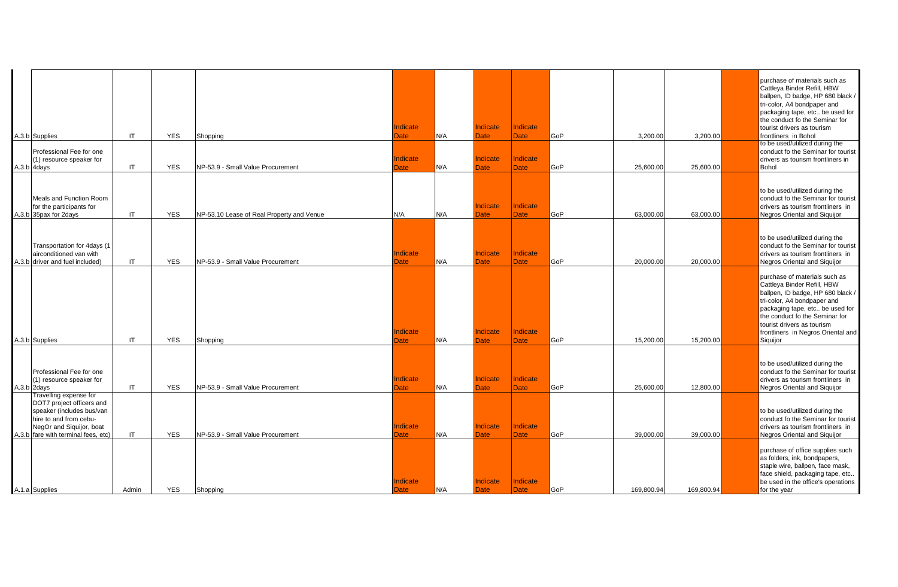| | | | | | | | | | | | | | |
|---|---|---|---|---|---|---|---|---|---|---|---|---|---|
| A.3.b | Supplies | IT | YES | Shopping | Indicate Date | N/A | Indicate Date | Indicate Date | GoP | 3,200.00 | 3,200.00 | | purchase of materials such as Cattleya Binder Refill, HBW ballpen, ID badge, HP 680 black / tri-color, A4 bondpaper and packaging tape, etc.. be used for the conduct fo the Seminar for tourist drivers as tourism frontliners in Bohol |
| A.3.b | Professional Fee for one (1) resource speaker for 4days | IT | YES | NP-53.9 - Small Value Procurement | Indicate Date | N/A | Indicate Date | Indicate Date | GoP | 25,600.00 | 25,600.00 | | to be used/utilized during the conduct fo the Seminar for tourist drivers as tourism frontliners in Bohol |
| A.3.b | Meals and Function Room for the participants for 35pax for 2days | IT | YES | NP-53.10 Lease of Real Property and Venue | N/A | N/A | Indicate Date | Indicate Date | GoP | 63,000.00 | 63,000.00 | | to be used/utilized during the conduct fo the Seminar for tourist drivers as tourism frontliners in Negros Oriental and Siquijor |
| A.3.b | Transportation for 4days (1 airconditioned van with driver and fuel included) | IT | YES | NP-53.9 - Small Value Procurement | Indicate Date | N/A | Indicate Date | Indicate Date | GoP | 20,000.00 | 20,000.00 | | to be used/utilized during the conduct fo the Seminar for tourist drivers as tourism frontliners in Negros Oriental and Siquijor |
| A.3.b | Supplies | IT | YES | Shopping | Indicate Date | N/A | Indicate Date | Indicate Date | GoP | 15,200.00 | 15,200.00 | | purchase of materials such as Cattleya Binder Refill, HBW ballpen, ID badge, HP 680 black / tri-color, A4 bondpaper and packaging tape, etc.. be used for the conduct fo the Seminar for tourist drivers as tourism frontliners in Negros Oriental and Siquijor |
| A.3.b | Professional Fee for one (1) resource speaker for 2days | IT | YES | NP-53.9 - Small Value Procurement | Indicate Date | N/A | Indicate Date | Indicate Date | GoP | 25,600.00 | 12,800.00 | | to be used/utilized during the conduct fo the Seminar for tourist drivers as tourism frontliners in Negros Oriental and Siquijor |
| A.3.b | Travelling expense for DOT7 project officers and speaker (includes bus/van hire to and from cebu-NegOr and Siquijor, boat fare with terminal fees, etc) | IT | YES | NP-53.9 - Small Value Procurement | Indicate Date | N/A | Indicate Date | Indicate Date | GoP | 39,000.00 | 39,000.00 | | to be used/utilized during the conduct fo the Seminar for tourist drivers as tourism frontliners in Negros Oriental and Siquijor |
| A.1.a | Supplies | Admin | YES | Shopping | Indicate Date | N/A | Indicate Date | Indicate Date | GoP | 169,800.94 | 169,800.94 | | purchase of office supplies such as folders, ink, bondpapers, staple wire, ballpen, face mask, face shield, packaging tape, etc.. be used in the office's operations for the year |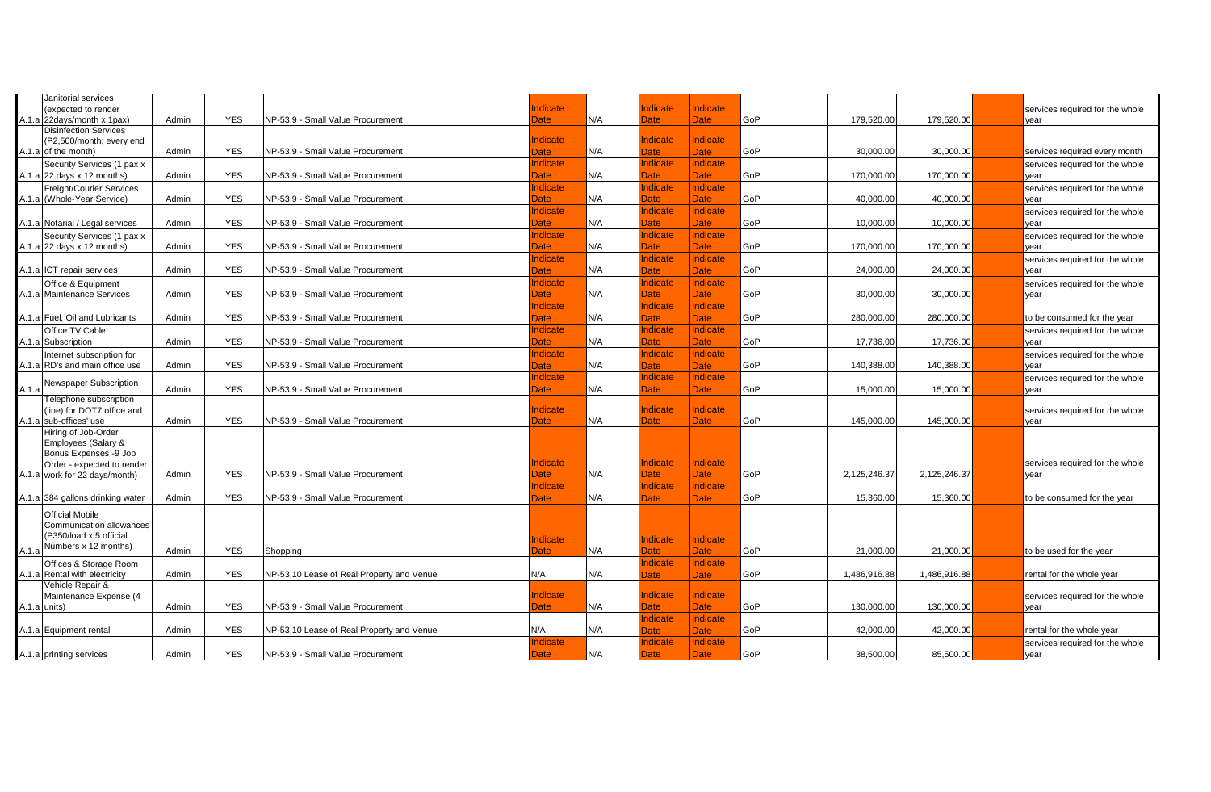| | | | | | | | | | | | | | |
|---|---|---|---|---|---|---|---|---|---|---|---|---|---|
| A.1.a | Janitorial services (expected to render 22days/month x 1pax) | Admin | YES | NP-53.9 - Small Value Procurement | Indicate Date | N/A | Indicate Date | Indicate Date | GoP | 179,520.00 | 179,520.00 | | services required for the whole year |
| A.1.a | Disinfection Services (P2,500/month; every end of the month) | Admin | YES | NP-53.9 - Small Value Procurement | Indicate Date | N/A | Indicate Date | Indicate Date | GoP | 30,000.00 | 30,000.00 | | services required every month |
| A.1.a | Security Services (1 pax x 22 days x 12 months) | Admin | YES | NP-53.9 - Small Value Procurement | Indicate Date | N/A | Indicate Date | Indicate Date | GoP | 170,000.00 | 170,000.00 | | services required for the whole year |
| A.1.a | Freight/Courier Services (Whole-Year Service) | Admin | YES | NP-53.9 - Small Value Procurement | Indicate Date | N/A | Indicate Date | Indicate Date | GoP | 40,000.00 | 40,000.00 | | services required for the whole year |
| A.1.a | Notarial / Legal services | Admin | YES | NP-53.9 - Small Value Procurement | Indicate Date | N/A | Indicate Date | Indicate Date | GoP | 10,000.00 | 10,000.00 | | services required for the whole year |
| A.1.a | Security Services (1 pax x 22 days x 12 months) | Admin | YES | NP-53.9 - Small Value Procurement | Indicate Date | N/A | Indicate Date | Indicate Date | GoP | 170,000.00 | 170,000.00 | | services required for the whole year |
| A.1.a | ICT repair services | Admin | YES | NP-53.9 - Small Value Procurement | Indicate Date | N/A | Indicate Date | Indicate Date | GoP | 24,000.00 | 24,000.00 | | services required for the whole year |
| A.1.a | Office & Equipment Maintenance Services | Admin | YES | NP-53.9 - Small Value Procurement | Indicate Date | N/A | Indicate Date | Indicate Date | GoP | 30,000.00 | 30,000.00 | | services required for the whole year |
| A.1.a | Fuel, Oil and Lubricants | Admin | YES | NP-53.9 - Small Value Procurement | Indicate Date | N/A | Indicate Date | Indicate Date | GoP | 280,000.00 | 280,000.00 | | to be consumed for the year |
| A.1.a | Office TV Cable Subscription | Admin | YES | NP-53.9 - Small Value Procurement | Indicate Date | N/A | Indicate Date | Indicate Date | GoP | 17,736.00 | 17,736.00 | | services required for the whole year |
| A.1.a | Internet subscription for RD's and main office use | Admin | YES | NP-53.9 - Small Value Procurement | Indicate Date | N/A | Indicate Date | Indicate Date | GoP | 140,388.00 | 140,388.00 | | services required for the whole year |
| A.1.a | Newspaper Subscription | Admin | YES | NP-53.9 - Small Value Procurement | Indicate Date | N/A | Indicate Date | Indicate Date | GoP | 15,000.00 | 15,000.00 | | services required for the whole year |
| A.1.a | Telephone subscription (line) for DOT7 office and sub-offices' use | Admin | YES | NP-53.9 - Small Value Procurement | Indicate Date | N/A | Indicate Date | Indicate Date | GoP | 145,000.00 | 145,000.00 | | services required for the whole year |
| A.1.a | Hiring of Job-Order Employees (Salary & Bonus Expenses -9 Job Order - expected to render work for 22 days/month) | Admin | YES | NP-53.9 - Small Value Procurement | Indicate Date | N/A | Indicate Date | Indicate Date | GoP | 2,125,246.37 | 2,125,246.37 | | services required for the whole year |
| A.1.a | 384 gallons drinking water | Admin | YES | NP-53.9 - Small Value Procurement | Indicate Date | N/A | Indicate Date | Indicate Date | GoP | 15,360.00 | 15,360.00 | | to be consumed for the year |
| A.1.a | Official Mobile Communication allowances (P350/load x 5 official Numbers x 12 months) | Admin | YES | Shopping | Indicate Date | N/A | Indicate Date | Indicate Date | GoP | 21,000.00 | 21,000.00 | | to be used for the year |
| A.1.a | Offices & Storage Room Rental with electricity | Admin | YES | NP-53.10 Lease of Real Property and Venue | N/A | N/A | Indicate Date | Indicate Date | GoP | 1,486,916.88 | 1,486,916.88 | | rental for the whole year |
| A.1.a | Vehicle Repair & Maintenance Expense (4 units) | Admin | YES | NP-53.9 - Small Value Procurement | Indicate Date | N/A | Indicate Date | Indicate Date | GoP | 130,000.00 | 130,000.00 | | services required for the whole year |
| A.1.a | Equipment rental | Admin | YES | NP-53.10 Lease of Real Property and Venue | N/A | N/A | Indicate Date | Indicate Date | GoP | 42,000.00 | 42,000.00 | | rental for the whole year |
| A.1.a | printing services | Admin | YES | NP-53.9 - Small Value Procurement | Indicate Date | N/A | Indicate Date | Indicate Date | GoP | 38,500.00 | 85,500.00 | | services required for the whole year |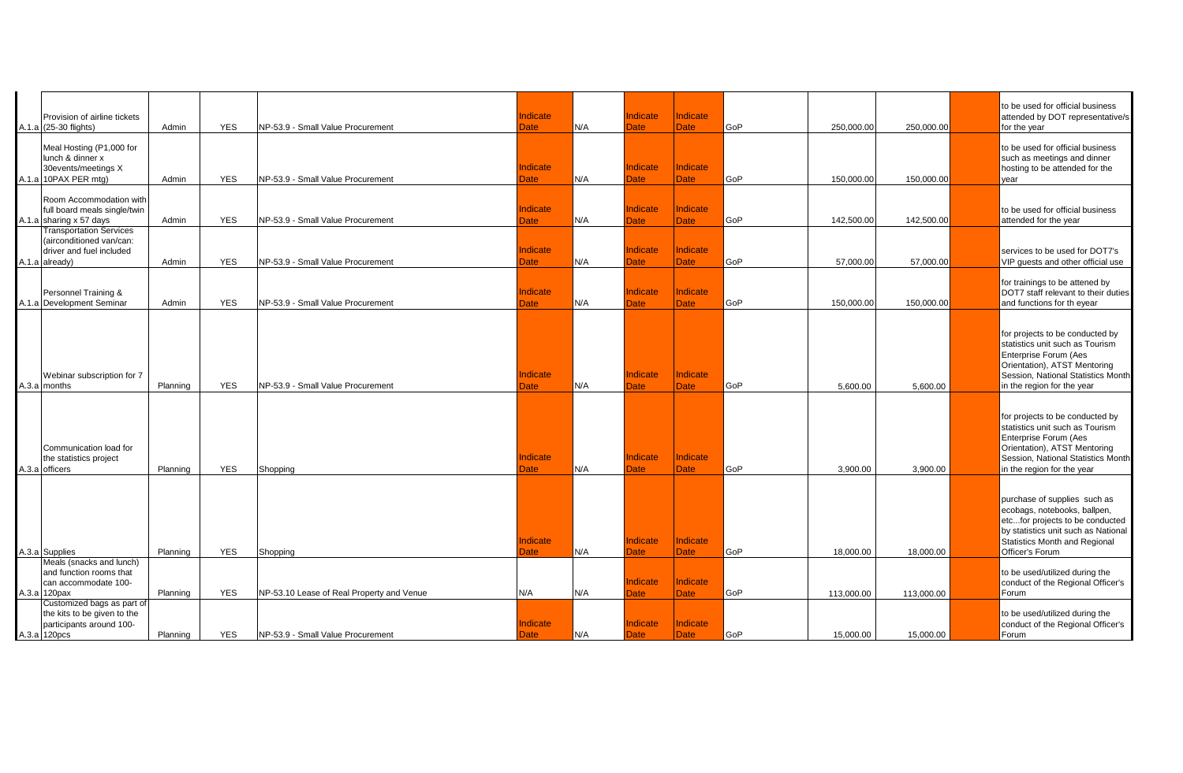| | | | | | | | | | | | | | |
|---|---|---|---|---|---|---|---|---|---|---|---|---|---|
| A.1.a | Provision of airline tickets (25-30 flights) | Admin | YES | NP-53.9 - Small Value Procurement | Indicate Date | N/A | Indicate Date | Indicate Date | GoP | 250,000.00 | 250,000.00 | | to be used for official business attended by DOT representative/s for the year |
| A.1.a | Meal Hosting (P1,000 for lunch & dinner x 30events/meetings X 10PAX PER mtg) | Admin | YES | NP-53.9 - Small Value Procurement | Indicate Date | N/A | Indicate Date | Indicate Date | GoP | 150,000.00 | 150,000.00 | | to be used for official business such as meetings and dinner hosting to be attended for the year |
| A.1.a | Room Accommodation with full board meals single/twin sharing x 57 days | Admin | YES | NP-53.9 - Small Value Procurement | Indicate Date | N/A | Indicate Date | Indicate Date | GoP | 142,500.00 | 142,500.00 | | to be used for official business attended for the year |
| A.1.a | Transportation Services (airconditioned van/can: driver and fuel included already) | Admin | YES | NP-53.9 - Small Value Procurement | Indicate Date | N/A | Indicate Date | Indicate Date | GoP | 57,000.00 | 57,000.00 | | services to be used for DOT7's VIP guests and other official use |
| A.1.a | Personnel Training & Development Seminar | Admin | YES | NP-53.9 - Small Value Procurement | Indicate Date | N/A | Indicate Date | Indicate Date | GoP | 150,000.00 | 150,000.00 | | for trainings to be attened by DOT7 staff relevant to their duties and functions for th eyear |
| A.3.a | Webinar subscription for 7 months | Planning | YES | NP-53.9 - Small Value Procurement | Indicate Date | N/A | Indicate Date | Indicate Date | GoP | 5,600.00 | 5,600.00 | | for projects to be conducted by statistics unit such as Tourism Enterprise Forum (Aes Orientation), ATST Mentoring Session, National Statistics Month in the region for the year |
| A.3.a | Communication load for the statistics project officers | Planning | YES | Shopping | Indicate Date | N/A | Indicate Date | Indicate Date | GoP | 3,900.00 | 3,900.00 | | for projects to be conducted by statistics unit such as Tourism Enterprise Forum (Aes Orientation), ATST Mentoring Session, National Statistics Month in the region for the year |
| A.3.a | Supplies | Planning | YES | Shopping | Indicate Date | N/A | Indicate Date | Indicate Date | GoP | 18,000.00 | 18,000.00 | | purchase of supplies such as ecobags, notebooks, ballpen, etc...for projects to be conducted by statistics unit such as National Statistics Month and Regional Officer's Forum |
| A.3.a | Meals (snacks and lunch) and function rooms that can accommodate 100-120pax | Planning | YES | NP-53.10 Lease of Real Property and Venue | N/A | N/A | Indicate Date | Indicate Date | GoP | 113,000.00 | 113,000.00 | | to be used/utilized during the conduct of the Regional Officer's Forum |
| A.3.a | Customized bags as part of the kits to be given to the participants around 100-120pcs | Planning | YES | NP-53.9 - Small Value Procurement | Indicate Date | N/A | Indicate Date | Indicate Date | GoP | 15,000.00 | 15,000.00 | | to be used/utilized during the conduct of the Regional Officer's Forum |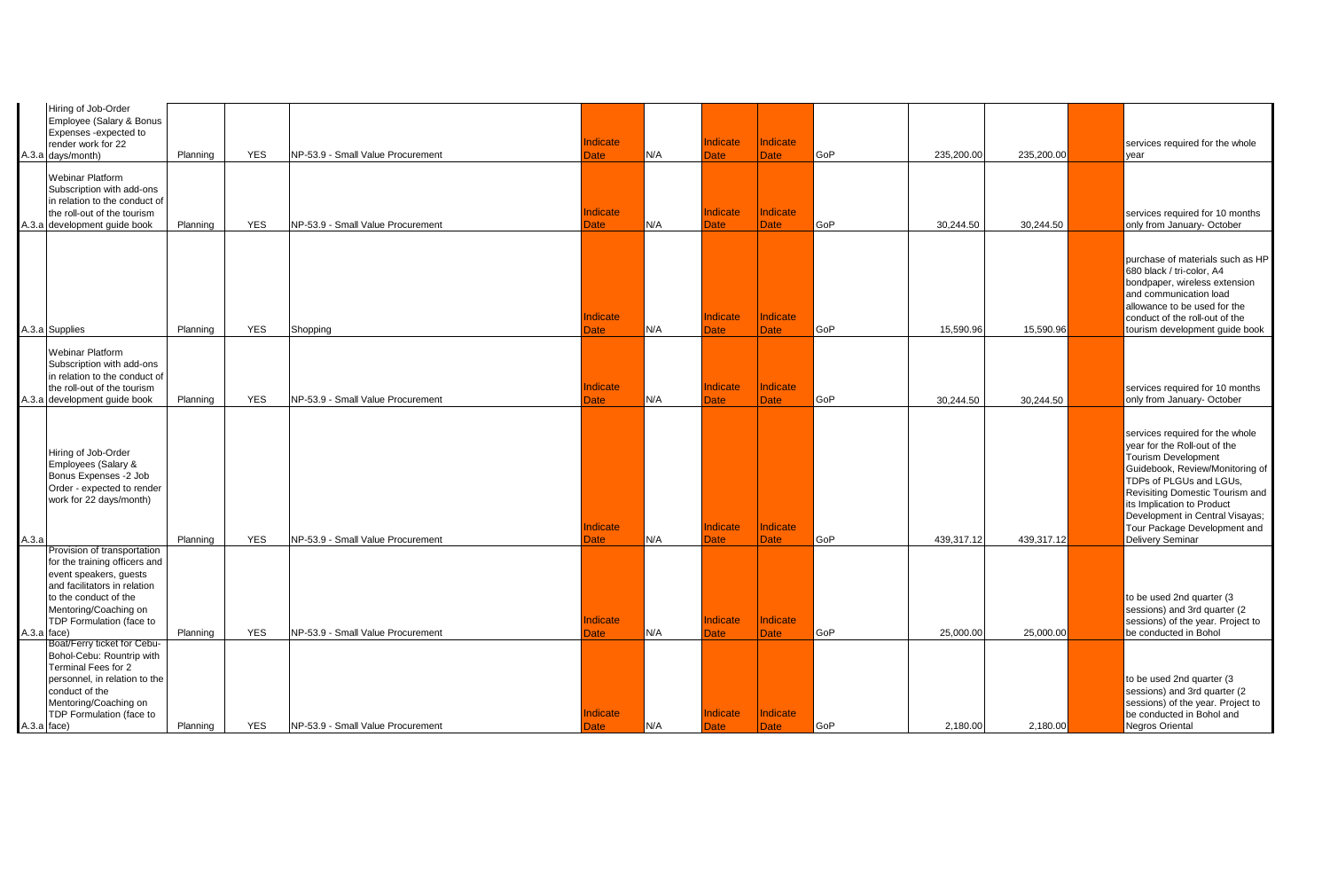| | | | | | | | | | | | | | |
|---|---|---|---|---|---|---|---|---|---|---|---|---|---|
| A.3.a | Hiring of Job-Order Employee (Salary & Bonus Expenses -expected to render work for 22 days/month) | Planning | YES | NP-53.9 - Small Value Procurement | Indicate Date | N/A | Indicate Date | Indicate Date | GoP | 235,200.00 | 235,200.00 | | services required for the whole year |
| A.3.a | Webinar Platform Subscription with add-ons in relation to the conduct of the roll-out of the tourism development guide book | Planning | YES | NP-53.9 - Small Value Procurement | Indicate Date | N/A | Indicate Date | Indicate Date | GoP | 30,244.50 | 30,244.50 | | services required for 10 months only from January- October |
| A.3.a | Supplies | Planning | YES | Shopping | Indicate Date | N/A | Indicate Date | Indicate Date | GoP | 15,590.96 | 15,590.96 | | purchase of materials such as HP 680 black / tri-color, A4 bondpaper, wireless extension and communication load allowance to be used for the conduct of the roll-out of the tourism development guide book |
| A.3.a | Webinar Platform Subscription with add-ons in relation to the conduct of the roll-out of the tourism development guide book | Planning | YES | NP-53.9 - Small Value Procurement | Indicate Date | N/A | Indicate Date | Indicate Date | GoP | 30,244.50 | 30,244.50 | | services required for 10 months only from January- October |
| A.3.a | Hiring of Job-Order Employees (Salary & Bonus Expenses -2 Job Order - expected to render work for 22 days/month) | Planning | YES | NP-53.9 - Small Value Procurement | Indicate Date | N/A | Indicate Date | Indicate Date | GoP | 439,317.12 | 439,317.12 | | services required for the whole year for the Roll-out of the Tourism Development Guidebook, Review/Monitoring of TDPs of PLGUs and LGUs, Revisiting Domestic Tourism and its Implication to Product Development in Central Visayas; Tour Package Development and Delivery Seminar |
| A.3.a | Provision of transportation for the training officers and event speakers, guests and facilitators in relation to the conduct of the Mentoring/Coaching on TDP Formulation (face to face) | Planning | YES | NP-53.9 - Small Value Procurement | Indicate Date | N/A | Indicate Date | Indicate Date | GoP | 25,000.00 | 25,000.00 | | to be used 2nd quarter (3 sessions) and 3rd quarter (2 sessions) of the year. Project to be conducted in Bohol |
| A.3.a | Boat/Ferry ticket for Cebu-Bohol-Cebu: Rountrip with Terminal Fees for 2 personnel, in relation to the conduct of the Mentoring/Coaching on TDP Formulation (face to face) | Planning | YES | NP-53.9 - Small Value Procurement | Indicate Date | N/A | Indicate Date | Indicate Date | GoP | 2,180.00 | 2,180.00 | | to be used 2nd quarter (3 sessions) and 3rd quarter (2 sessions) of the year. Project to be conducted in Bohol and Negros Oriental |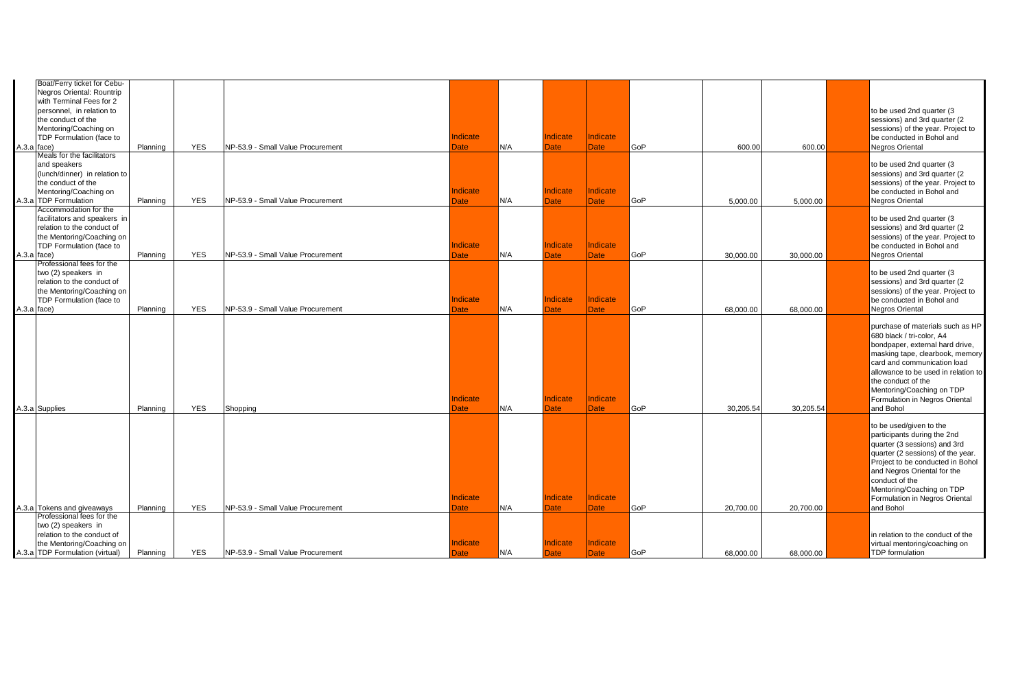| | | | | | | | | | | | | | |
|---|---|---|---|---|---|---|---|---|---|---|---|---|---|
| A.3.a | Boat/Ferry ticket for Cebu-Negros Oriental: Rountrip with Terminal Fees for 2 personnel, in relation to the conduct of the Mentoring/Coaching on TDP Formulation (face to face) | Planning | YES | NP-53.9 - Small Value Procurement | Indicate Date | N/A | Indicate Date | Indicate Date | GoP | 600.00 | 600.00 | | to be used 2nd quarter (3 sessions) and 3rd quarter (2 sessions) of the year. Project to be conducted in Bohol and Negros Oriental |
| A.3.a | Meals for the facilitators and speakers (lunch/dinner) in relation to the conduct of the Mentoring/Coaching on TDP Formulation | Planning | YES | NP-53.9 - Small Value Procurement | Indicate Date | N/A | Indicate Date | Indicate Date | GoP | 5,000.00 | 5,000.00 | | to be used 2nd quarter (3 sessions) and 3rd quarter (2 sessions) of the year. Project to be conducted in Bohol and Negros Oriental |
| A.3.a | Accommodation for the facilitators and speakers in relation to the conduct of the Mentoring/Coaching on TDP Formulation (face to face) | Planning | YES | NP-53.9 - Small Value Procurement | Indicate Date | N/A | Indicate Date | Indicate Date | GoP | 30,000.00 | 30,000.00 | | to be used 2nd quarter (3 sessions) and 3rd quarter (2 sessions) of the year. Project to be conducted in Bohol and Negros Oriental |
| A.3.a | Professional fees for the two (2) speakers in relation to the conduct of the Mentoring/Coaching on TDP Formulation (face to face) | Planning | YES | NP-53.9 - Small Value Procurement | Indicate Date | N/A | Indicate Date | Indicate Date | GoP | 68,000.00 | 68,000.00 | | to be used 2nd quarter (3 sessions) and 3rd quarter (2 sessions) of the year. Project to be conducted in Bohol and Negros Oriental |
| A.3.a | Supplies | Planning | YES | Shopping | Indicate Date | N/A | Indicate Date | Indicate Date | GoP | 30,205.54 | 30,205.54 | | purchase of materials such as HP 680 black / tri-color, A4 bondpaper, external hard drive, masking tape, clearbook, memory card and communication load allowance to be used in relation to the conduct of the Mentoring/Coaching on TDP Formulation in Negros Oriental and Bohol |
| A.3.a | Tokens and giveaways | Planning | YES | NP-53.9 - Small Value Procurement | Indicate Date | N/A | Indicate Date | Indicate Date | GoP | 20,700.00 | 20,700.00 | | to be used/given to the participants during the 2nd quarter (3 sessions) and 3rd quarter (2 sessions) of the year. Project to be conducted in Bohol and Negros Oriental for the conduct of the Mentoring/Coaching on TDP Formulation in Negros Oriental and Bohol |
| A.3.a | Professional fees for the two (2) speakers in relation to the conduct of the Mentoring/Coaching on TDP Formulation (virtual) | Planning | YES | NP-53.9 - Small Value Procurement | Indicate Date | N/A | Indicate Date | Indicate Date | GoP | 68,000.00 | 68,000.00 | | in relation to the conduct of the virtual mentoring/coaching on TDP formulation |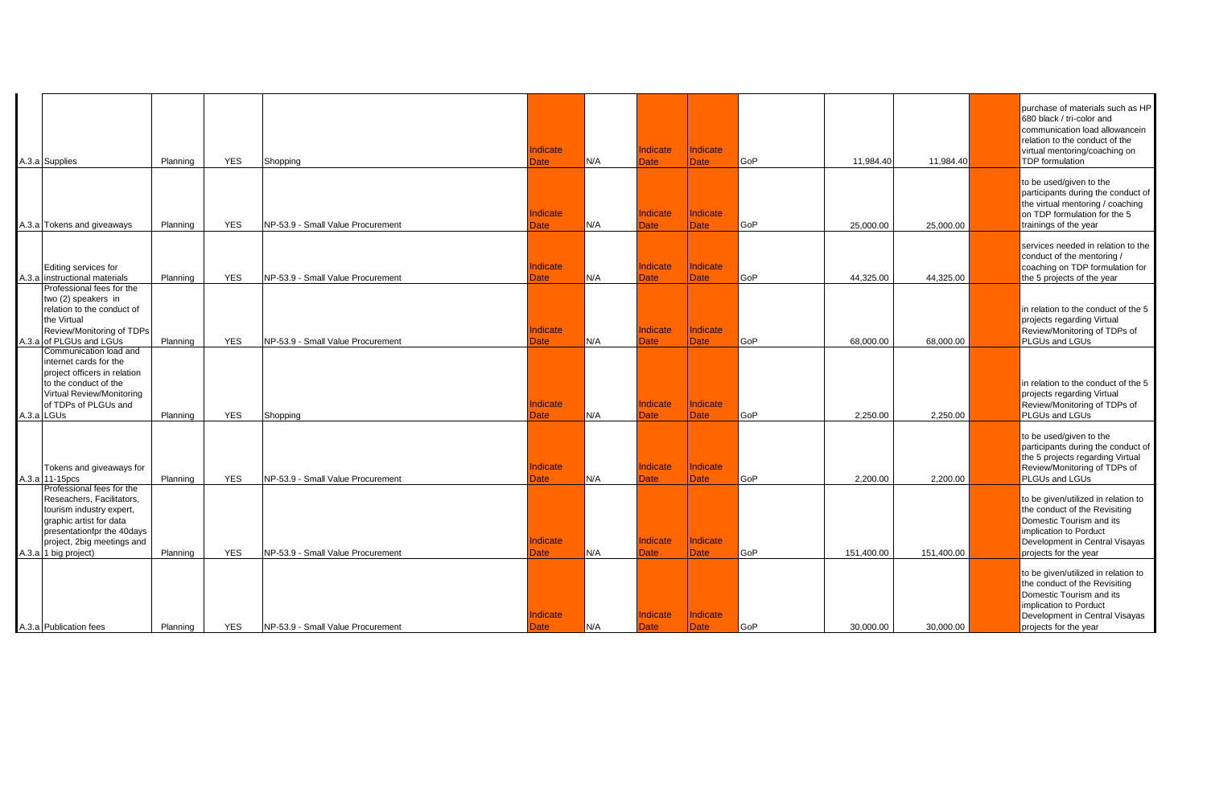| | | | | | | | | | | | | | |
|---|---|---|---|---|---|---|---|---|---|---|---|---|---|
| A.3.a | Supplies | Planning | YES | Shopping | Indicate Date | N/A | Indicate Date | Indicate Date | GoP | 11,984.40 | 11,984.40 | | purchase of materials such as HP 680 black / tri-color and communication load allowancein relation to the conduct of the virtual mentoring/coaching on TDP formulation |
| A.3.a | Tokens and giveaways | Planning | YES | NP-53.9 - Small Value Procurement | Indicate Date | N/A | Indicate Date | Indicate Date | GoP | 25,000.00 | 25,000.00 | | to be used/given to the participants during the conduct of the virtual mentoring / coaching on TDP formulation for the 5 trainings of the year |
| A.3.a | Editing services for instructional materials | Planning | YES | NP-53.9 - Small Value Procurement | Indicate Date | N/A | Indicate Date | Indicate Date | GoP | 44,325.00 | 44,325.00 | | services needed in relation to the conduct of the mentoring / coaching on TDP formulation for the 5 projects of the year |
| A.3.a | Professional fees for the two (2) speakers in relation to the conduct of the Virtual Review/Monitoring of TDPs of PLGUs and LGUs | Planning | YES | NP-53.9 - Small Value Procurement | Indicate Date | N/A | Indicate Date | Indicate Date | GoP | 68,000.00 | 68,000.00 | | in relation to the conduct of the 5 projects regarding Virtual Review/Monitoring of TDPs of PLGUs and LGUs |
| A.3.a | Communication load and internet cards for the project officers in relation to the conduct of the Virtual Review/Monitoring of TDPs of PLGUs and LGUs | Planning | YES | Shopping | Indicate Date | N/A | Indicate Date | Indicate Date | GoP | 2,250.00 | 2,250.00 | | in relation to the conduct of the 5 projects regarding Virtual Review/Monitoring of TDPs of PLGUs and LGUs |
| A.3.a | Tokens and giveaways for 11-15pcs | Planning | YES | NP-53.9 - Small Value Procurement | Indicate Date | N/A | Indicate Date | Indicate Date | GoP | 2,200.00 | 2,200.00 | | to be used/given to the participants during the conduct of the 5 projects regarding Virtual Review/Monitoring of TDPs of PLGUs and LGUs |
| A.3.a | Professional fees for the Reseachers, Facilitators, tourism industry expert, graphic artist for data presentationfpr the 40days project, 2big meetings and 1 big project) | Planning | YES | NP-53.9 - Small Value Procurement | Indicate Date | N/A | Indicate Date | Indicate Date | GoP | 151,400.00 | 151,400.00 | | to be given/utilized in relation to the conduct of the Revisiting Domestic Tourism and its implication to Porduct Development in Central Visayas projects for the year |
| A.3.a | Publication fees | Planning | YES | NP-53.9 - Small Value Procurement | Indicate Date | N/A | Indicate Date | Indicate Date | GoP | 30,000.00 | 30,000.00 | | to be given/utilized in relation to the conduct of the Revisiting Domestic Tourism and its implication to Porduct Development in Central Visayas projects for the year |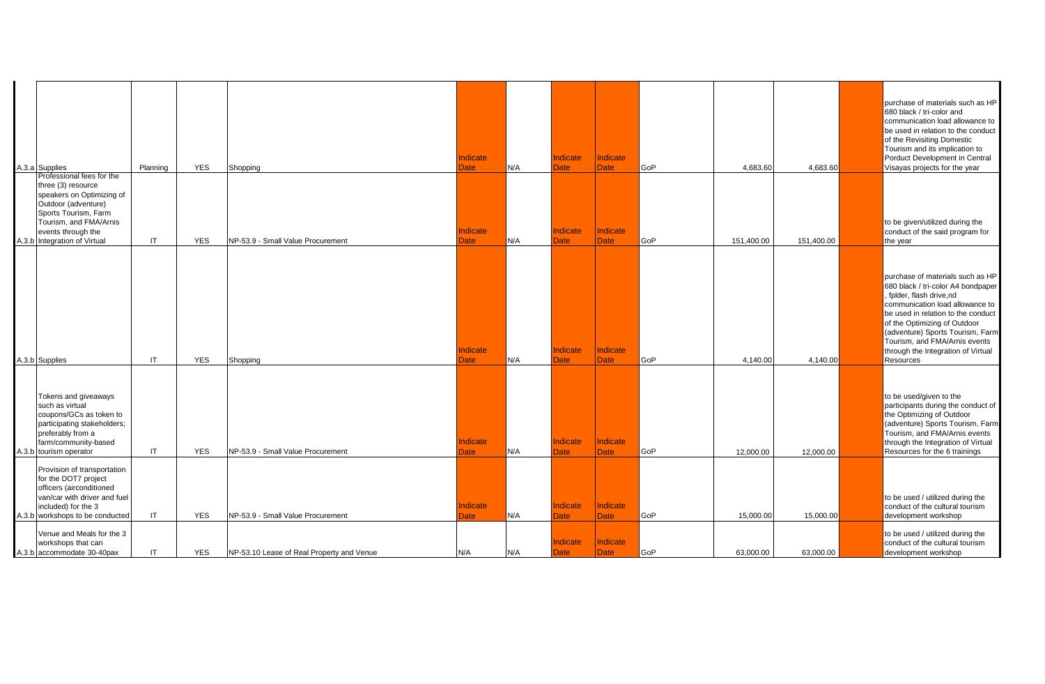| | | | | | | | | | | | | | |
|---|---|---|---|---|---|---|---|---|---|---|---|---|---|
| A.3.a | Supplies | Planning | YES | Shopping | Indicate Date | N/A | Indicate Date | Indicate Date | GoP | 4,683.60 | 4,683.60 | | purchase of materials such as HP 680 black / tri-color and communication load allowance to be used in relation to the conduct of the Revisiting Domestic Tourism and its implication to Porduct Development in Central Visayas projects for the year |
| A.3.b | Professional fees for the three (3) resource speakers on Optimizing of Outdoor (adventure) Sports Tourism, Farm Tourism, and FMA/Arnis events through the Integration of Virtual | IT | YES | NP-53.9 - Small Value Procurement | Indicate Date | N/A | Indicate Date | Indicate Date | GoP | 151,400.00 | 151,400.00 | | to be given/utilized during the conduct of the said program for the year |
| A.3.b | Supplies | IT | YES | Shopping | Indicate Date | N/A | Indicate Date | Indicate Date | GoP | 4,140.00 | 4,140.00 | | purchase of materials such as HP 680 black / tri-color A4 bondpaper , fplder, flash drive,nd communication load allowance to be used in relation to the conduct of the Optimizing of Outdoor (adventure) Sports Tourism, Farm Tourism, and FMA/Arnis events through the Integration of Virtual Resources |
| A.3.b | Tokens and giveaways such as virtual coupons/GCs as token to participating stakeholders; preferably from a farm/community-based tourism operator | IT | YES | NP-53.9 - Small Value Procurement | Indicate Date | N/A | Indicate Date | Indicate Date | GoP | 12,000.00 | 12,000.00 | | to be used/given to the participants during the conduct of the Optimizing of Outdoor (adventure) Sports Tourism, Farm Tourism, and FMA/Arnis events through the Integration of Virtual Resources for the 6 trainings |
| A.3.b | Provision of transportation for the DOT7 project officers (airconditioned van/car with driver and fuel included) for the 3 workshops to be conducted | IT | YES | NP-53.9 - Small Value Procurement | Indicate Date | N/A | Indicate Date | Indicate Date | GoP | 15,000.00 | 15,000.00 | | to be used / utilized during the conduct of the cultural tourism development workshop |
| A.3.b | Venue and Meals for the 3 workshops that can accommodate 30-40pax | IT | YES | NP-53.10 Lease of Real Property and Venue | N/A | N/A | Indicate Date | Indicate Date | GoP | 63,000.00 | 63,000.00 | | to be used / utilized during the conduct of the cultural tourism development workshop |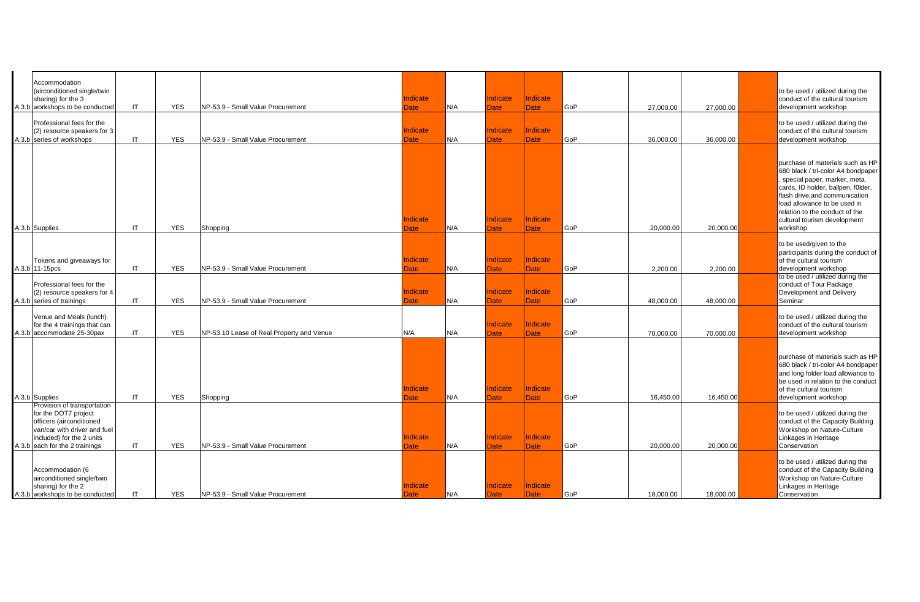| | | | | | | | | | | | | |
|---|---|---|---|---|---|---|---|---|---|---|---|---|
| A.3.b | Accommodation (airconditioned single/twin sharing) for the 3 workshops to be conducted | IT | YES | NP-53.9 - Small Value Procurement | Indicate Date | N/A | Indicate Date | Indicate Date | GoP | 27,000.00 | 27,000.00 | | to be used / utilized during the conduct of the cultural tourism development workshop |
| A.3.b | Professional fees for the (2) resource speakers for 3 series of workshops | IT | YES | NP-53.9 - Small Value Procurement | Indicate Date | N/A | Indicate Date | Indicate Date | GoP | 36,000.00 | 36,000.00 | | to be used / utilized during the conduct of the cultural tourism development workshop |
| A.3.b | Supplies | IT | YES | Shopping | Indicate Date | N/A | Indicate Date | Indicate Date | GoP | 20,000.00 | 20,000.00 | | purchase of materials such as HP 680 black / tri-color A4 bondpaper , special paper, marker, meta cards, ID holder, ballpen, f0lder, flash drive,and communication load allowance to be used in relation to the conduct of the cultural tourism development workshop |
| A.3.b | Tokens and giveaways for 11-15pcs | IT | YES | NP-53.9 - Small Value Procurement | Indicate Date | N/A | Indicate Date | Indicate Date | GoP | 2,200.00 | 2,200.00 | | to be used/given to the participants during the conduct of of the cultural tourism development workshop |
| A.3.b | Professional fees for the (2) resource speakers for 4 series of trainings | IT | YES | NP-53.9 - Small Value Procurement | Indicate Date | N/A | Indicate Date | Indicate Date | GoP | 48,000.00 | 48,000.00 | | to be used / utilized during the conduct of Tour Package Development and Delivery Seminar |
| A.3.b | Venue and Meals (lunch) for the 4 trainings that can accommodate 25-30pax | IT | YES | NP-53.10 Lease of Real Property and Venue | N/A | N/A | Indicate Date | Indicate Date | GoP | 70,000.00 | 70,000.00 | | to be used / utilized during the conduct of the cultural tourism development workshop |
| A.3.b | Supplies | IT | YES | Shopping | Indicate Date | N/A | Indicate Date | Indicate Date | GoP | 16,450.00 | 16,450.00 | | purchase of materials such as HP 680 black / tri-color A4 bondpaper and long folder load allowance to be used in relation to the conduct of the cultural tourism development workshop |
| A.3.b | Provision of transportation for the DOT7 project officers (airconditioned van/car with driver and fuel included) for the 2 units each for the 2 trainings | IT | YES | NP-53.9 - Small Value Procurement | Indicate Date | N/A | Indicate Date | Indicate Date | GoP | 20,000.00 | 20,000.00 | | to be used / utilized during the conduct of the Capacity Building Workshop on Nature-Culture Linkages in Heritage Conservation |
| A.3.b | Accommodation (6 airconditioned single/twin sharing) for the 2 workshops to be conducted | IT | YES | NP-53.9 - Small Value Procurement | Indicate Date | N/A | Indicate Date | Indicate Date | GoP | 18,000.00 | 18,000.00 | | to be used / utilized during the conduct of the Capacity Building Workshop on Nature-Culture Linkages in Heritage Conservation |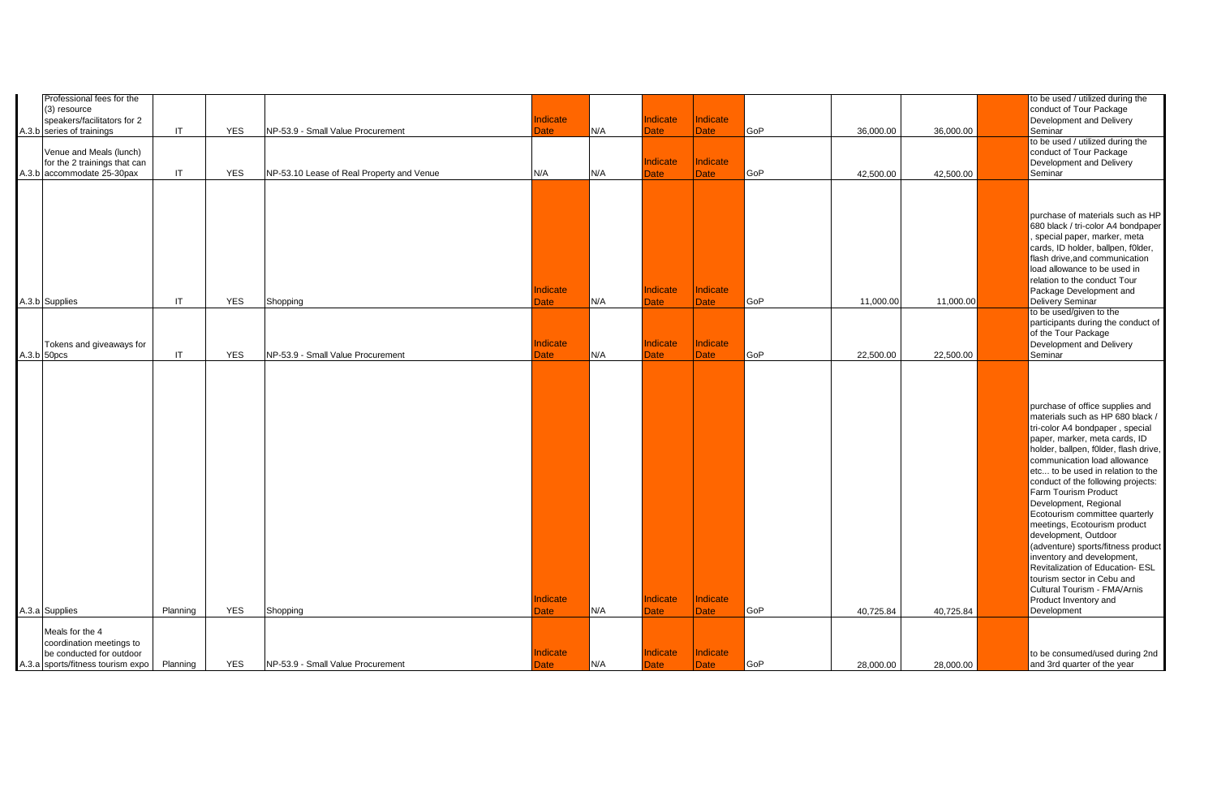| | | | | | | | | | | | | | |
|---|---|---|---|---|---|---|---|---|---|---|---|---|---|
| A.3.b | Professional fees for the (3) resource speakers/facilitators for 2 series of trainings | IT | YES | NP-53.9 - Small Value Procurement | Indicate Date | N/A | Indicate Date | Indicate Date | GoP | 36,000.00 | 36,000.00 | | to be used / utilized during the conduct of Tour Package Development and Delivery Seminar |
| A.3.b | Venue and Meals (lunch) for the 2 trainings that can accommodate 25-30pax | IT | YES | NP-53.10 Lease of Real Property and Venue | N/A | N/A | Indicate Date | Indicate Date | GoP | 42,500.00 | 42,500.00 | | to be used / utilized during the conduct of Tour Package Development and Delivery Seminar |
| A.3.b | Supplies | IT | YES | Shopping | Indicate Date | N/A | Indicate Date | Indicate Date | GoP | 11,000.00 | 11,000.00 | | purchase of materials such as HP 680 black / tri-color A4 bondpaper , special paper, marker, meta cards, ID holder, ballpen, f0lder, flash drive,and communication load allowance to be used in relation to the conduct Tour Package Development and Delivery Seminar |
| A.3.b | Tokens and giveaways for 50pcs | IT | YES | NP-53.9 - Small Value Procurement | Indicate Date | N/A | Indicate Date | Indicate Date | GoP | 22,500.00 | 22,500.00 | | to be used/given to the participants during the conduct of of the Tour Package Development and Delivery Seminar |
| A.3.a | Supplies | Planning | YES | Shopping | Indicate Date | N/A | Indicate Date | Indicate Date | GoP | 40,725.84 | 40,725.84 | | purchase of office supplies and materials such as HP 680 black / tri-color A4 bondpaper , special paper, marker, meta cards, ID holder, ballpen, f0lder, flash drive, communication load allowance etc... to be used in relation to the conduct of the following projects: Farm Tourism Product Development, Regional Ecotourism committee quarterly meetings, Ecotourism product development, Outdoor (adventure) sports/fitness product inventory and development, Revitalization of Education- ESL tourism sector in Cebu and Cultural Tourism - FMA/Arnis Product Inventory and Development |
| A.3.a | Meals for the 4 coordination meetings to be conducted for outdoor sports/fitness tourism expo | Planning | YES | NP-53.9 - Small Value Procurement | Indicate Date | N/A | Indicate Date | Indicate Date | GoP | 28,000.00 | 28,000.00 | | to be consumed/used during 2nd and 3rd quarter of the year |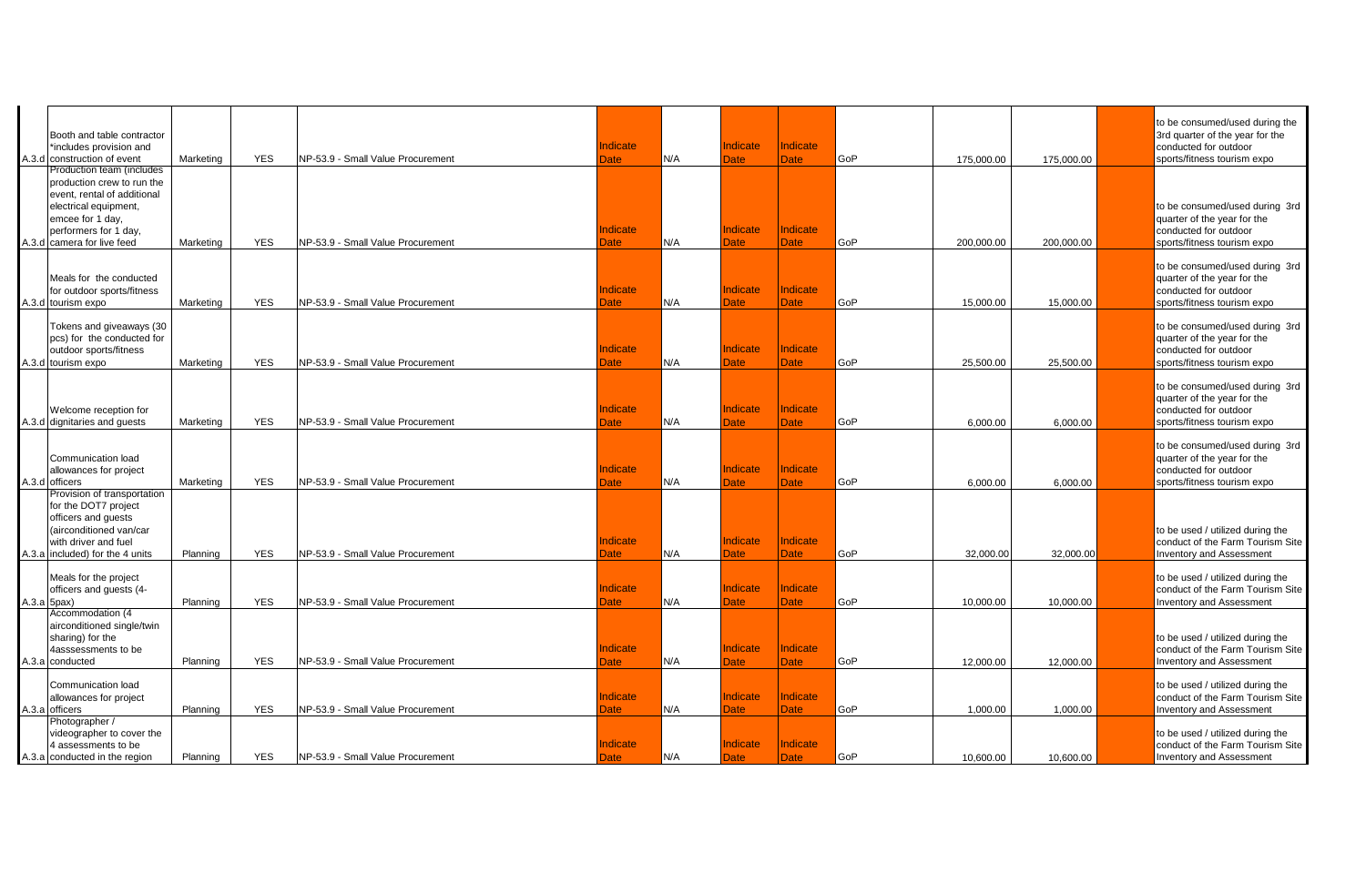| | | | | | | | | | | | | | |
|---|---|---|---|---|---|---|---|---|---|---|---|---|---|
| A.3.d | Booth and table contractor *includes provision and construction of event | Marketing | YES | NP-53.9 - Small Value Procurement | Indicate Date | N/A | Indicate Date | Indicate Date | GoP | 175,000.00 | 175,000.00 | | to be consumed/used during the 3rd quarter of the year for the conducted for outdoor sports/fitness tourism expo |
| A.3.d | Production team (includes production crew to run the event, rental of additional electrical equipment, emcee for 1 day, performers for 1 day, camera for live feed | Marketing | YES | NP-53.9 - Small Value Procurement | Indicate Date | N/A | Indicate Date | Indicate Date | GoP | 200,000.00 | 200,000.00 | | to be consumed/used during 3rd quarter of the year for the conducted for outdoor sports/fitness tourism expo |
| A.3.d | Meals for the conducted for outdoor sports/fitness tourism expo | Marketing | YES | NP-53.9 - Small Value Procurement | Indicate Date | N/A | Indicate Date | Indicate Date | GoP | 15,000.00 | 15,000.00 | | to be consumed/used during 3rd quarter of the year for the conducted for outdoor sports/fitness tourism expo |
| A.3.d | Tokens and giveaways (30 pcs) for the conducted for outdoor sports/fitness tourism expo | Marketing | YES | NP-53.9 - Small Value Procurement | Indicate Date | N/A | Indicate Date | Indicate Date | GoP | 25,500.00 | 25,500.00 | | to be consumed/used during 3rd quarter of the year for the conducted for outdoor sports/fitness tourism expo |
| A.3.d | Welcome reception for dignitaries and guests | Marketing | YES | NP-53.9 - Small Value Procurement | Indicate Date | N/A | Indicate Date | Indicate Date | GoP | 6,000.00 | 6,000.00 | | to be consumed/used during 3rd quarter of the year for the conducted for outdoor sports/fitness tourism expo |
| A.3.d | Communication load allowances for project officers | Marketing | YES | NP-53.9 - Small Value Procurement | Indicate Date | N/A | Indicate Date | Indicate Date | GoP | 6,000.00 | 6,000.00 | | to be consumed/used during 3rd quarter of the year for the conducted for outdoor sports/fitness tourism expo |
| A.3.a | Provision of transportation for the DOT7 project officers and guests (airconditioned van/car with driver and fuel included) for the 4 units | Planning | YES | NP-53.9 - Small Value Procurement | Indicate Date | N/A | Indicate Date | Indicate Date | GoP | 32,000.00 | 32,000.00 | | to be used / utilized during the conduct of the Farm Tourism Site Inventory and Assessment |
| A.3.a | Meals for the project officers and guests (4-5pax) | Planning | YES | NP-53.9 - Small Value Procurement | Indicate Date | N/A | Indicate Date | Indicate Date | GoP | 10,000.00 | 10,000.00 | | to be used / utilized during the conduct of the Farm Tourism Site Inventory and Assessment |
| A.3.a | Accommodation (4 airconditioned single/twin sharing) for the 4asssessments to be conducted | Planning | YES | NP-53.9 - Small Value Procurement | Indicate Date | N/A | Indicate Date | Indicate Date | GoP | 12,000.00 | 12,000.00 | | to be used / utilized during the conduct of the Farm Tourism Site Inventory and Assessment |
| A.3.a | Communication load allowances for project officers | Planning | YES | NP-53.9 - Small Value Procurement | Indicate Date | N/A | Indicate Date | Indicate Date | GoP | 1,000.00 | 1,000.00 | | to be used / utilized during the conduct of the Farm Tourism Site Inventory and Assessment |
| A.3.a | Photographer / videographer to cover the 4 assessments to be conducted in the region | Planning | YES | NP-53.9 - Small Value Procurement | Indicate Date | N/A | Indicate Date | Indicate Date | GoP | 10,600.00 | 10,600.00 | | to be used / utilized during the conduct of the Farm Tourism Site Inventory and Assessment |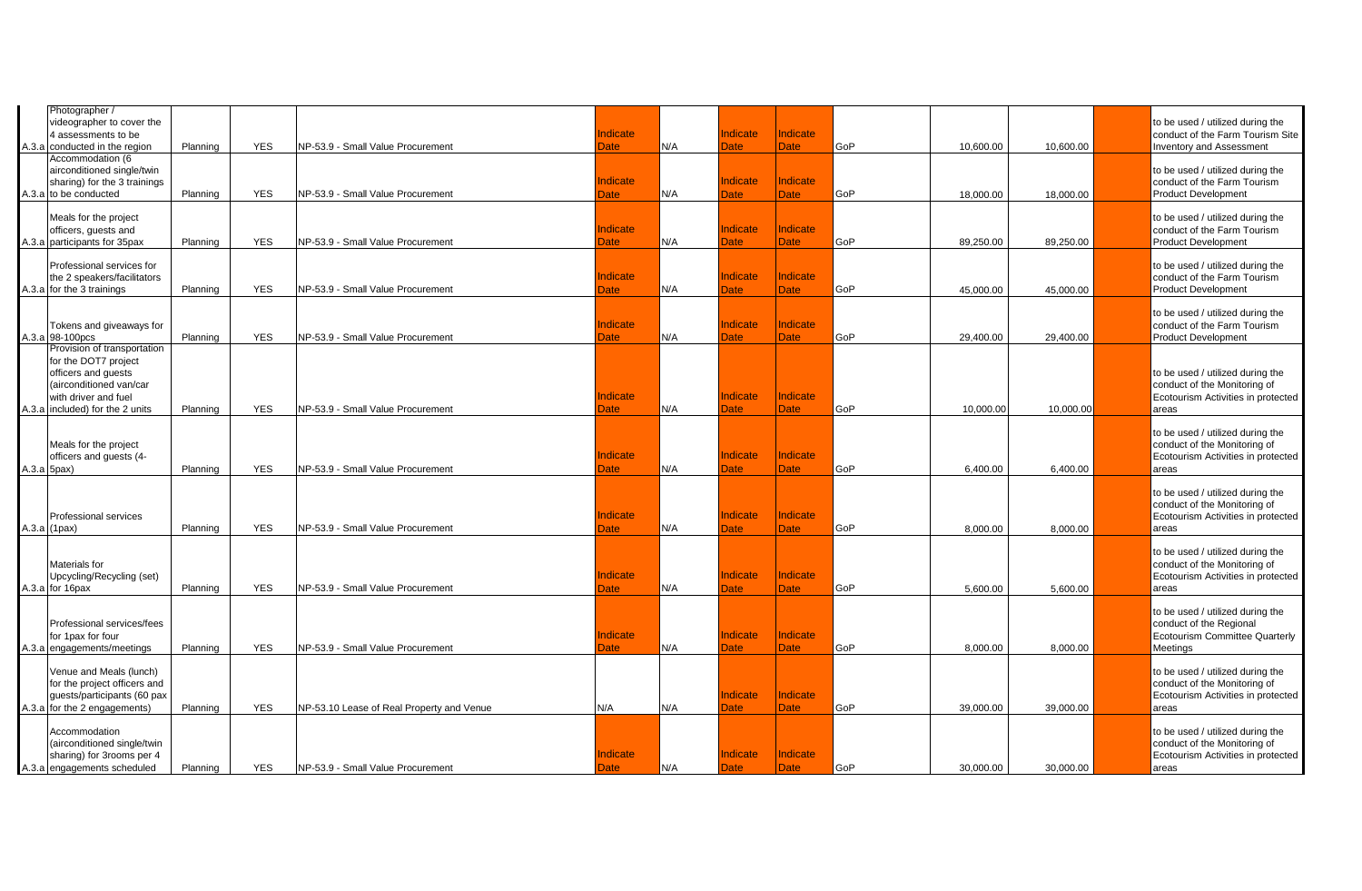| | | | | | | | | | | | | | |
|---|---|---|---|---|---|---|---|---|---|---|---|---|---|
| A.3.a | Photographer / videographer to cover the 4 assessments to be conducted in the region | Planning | YES | NP-53.9 - Small Value Procurement | Indicate Date | N/A | Indicate Date | Indicate Date | GoP | 10,600.00 | 10,600.00 | | to be used / utilized during the conduct of the Farm Tourism Site Inventory and Assessment |
| A.3.a | Accommodation (6 airconditioned single/twin sharing) for the 3 trainings to be conducted | Planning | YES | NP-53.9 - Small Value Procurement | Indicate Date | N/A | Indicate Date | Indicate Date | GoP | 18,000.00 | 18,000.00 | | to be used / utilized during the conduct of the Farm Tourism Product Development |
| A.3.a | Meals for the project officers, guests and participants for 35pax | Planning | YES | NP-53.9 - Small Value Procurement | Indicate Date | N/A | Indicate Date | Indicate Date | GoP | 89,250.00 | 89,250.00 | | to be used / utilized during the conduct of the Farm Tourism Product Development |
| A.3.a | Professional services for the 2 speakers/facilitators for the 3 trainings | Planning | YES | NP-53.9 - Small Value Procurement | Indicate Date | N/A | Indicate Date | Indicate Date | GoP | 45,000.00 | 45,000.00 | | to be used / utilized during the conduct of the Farm Tourism Product Development |
| A.3.a | Tokens and giveaways for 98-100pcs | Planning | YES | NP-53.9 - Small Value Procurement | Indicate Date | N/A | Indicate Date | Indicate Date | GoP | 29,400.00 | 29,400.00 | | to be used / utilized during the conduct of the Farm Tourism Product Development |
| A.3.a | Provision of transportation for the DOT7 project officers and guests (airconditioned van/car with driver and fuel included) for the 2 units | Planning | YES | NP-53.9 - Small Value Procurement | Indicate Date | N/A | Indicate Date | Indicate Date | GoP | 10,000.00 | 10,000.00 | | to be used / utilized during the conduct of the Monitoring of Ecotourism Activities in protected areas |
| A.3.a | Meals for the project officers and guests (4-5pax) | Planning | YES | NP-53.9 - Small Value Procurement | Indicate Date | N/A | Indicate Date | Indicate Date | GoP | 6,400.00 | 6,400.00 | | to be used / utilized during the conduct of the Monitoring of Ecotourism Activities in protected areas |
| A.3.a | Professional services (1pax) | Planning | YES | NP-53.9 - Small Value Procurement | Indicate Date | N/A | Indicate Date | Indicate Date | GoP | 8,000.00 | 8,000.00 | | to be used / utilized during the conduct of the Monitoring of Ecotourism Activities in protected areas |
| A.3.a | Materials for Upcycling/Recycling (set) for 16pax | Planning | YES | NP-53.9 - Small Value Procurement | Indicate Date | N/A | Indicate Date | Indicate Date | GoP | 5,600.00 | 5,600.00 | | to be used / utilized during the conduct of the Monitoring of Ecotourism Activities in protected areas |
| A.3.a | Professional services/fees for 1pax for four engagements/meetings | Planning | YES | NP-53.9 - Small Value Procurement | Indicate Date | N/A | Indicate Date | Indicate Date | GoP | 8,000.00 | 8,000.00 | | to be used / utilized during the conduct of the Regional Ecotourism Committee Quarterly Meetings |
| A.3.a | Venue and Meals (lunch) for the project officers and guests/participants (60 pax for the 2 engagements) | Planning | YES | NP-53.10 Lease of Real Property and Venue | N/A | N/A | Indicate Date | Indicate Date | GoP | 39,000.00 | 39,000.00 | | to be used / utilized during the conduct of the Monitoring of Ecotourism Activities in protected areas |
| A.3.a | Accommodation (airconditioned single/twin sharing) for 3rooms per 4 engagements scheduled | Planning | YES | NP-53.9 - Small Value Procurement | Indicate Date | N/A | Indicate Date | Indicate Date | GoP | 30,000.00 | 30,000.00 | | to be used / utilized during the conduct of the Monitoring of Ecotourism Activities in protected areas |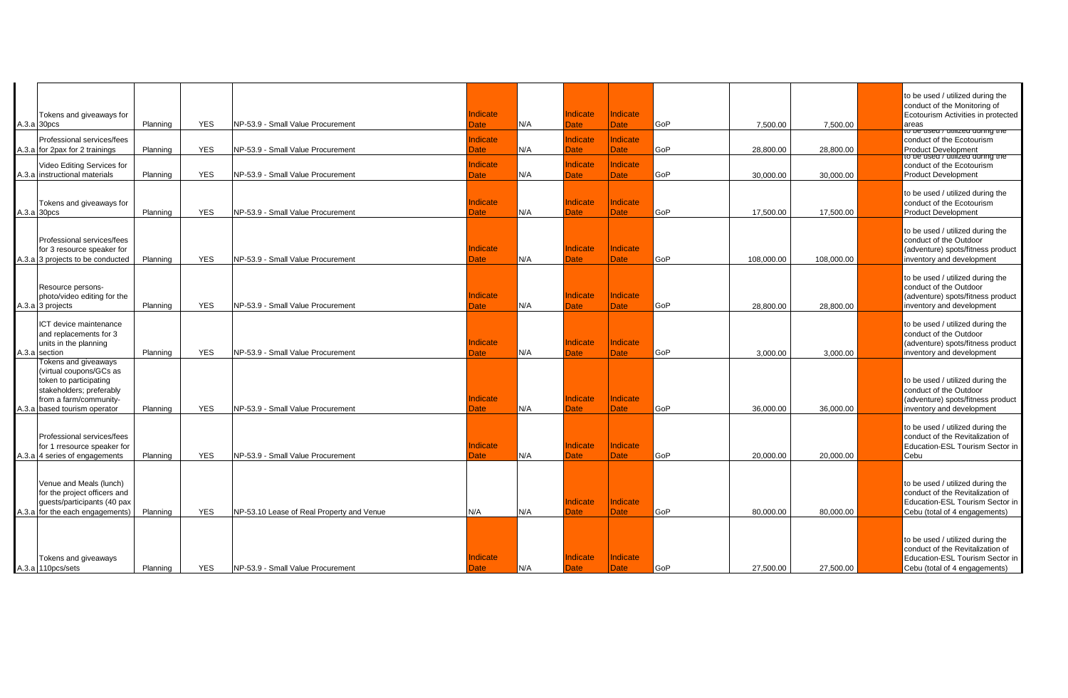| | | | | | | | | | | | | | |
|---|---|---|---|---|---|---|---|---|---|---|---|---|---|
| A.3.a | Tokens and giveaways for 30pcs | Planning | YES | NP-53.9 - Small Value Procurement | Indicate Date | N/A | Indicate Date | Indicate Date | GoP | 7,500.00 | 7,500.00 | | to be used / utilized during the conduct of the Monitoring of Ecotourism Activities in protected areas |
| A.3.a | Professional services/fees for 2pax for 2 trainings | Planning | YES | NP-53.9 - Small Value Procurement | Indicate Date | N/A | Indicate Date | Indicate Date | GoP | 28,800.00 | 28,800.00 | | to be used / utilized during the conduct of the Ecotourism Product Development |
| A.3.a | Video Editing Services for instructional materials | Planning | YES | NP-53.9 - Small Value Procurement | Indicate Date | N/A | Indicate Date | Indicate Date | GoP | 30,000.00 | 30,000.00 | | to be used / utilized during the conduct of the Ecotourism Product Development |
| A.3.a | Tokens and giveaways for 30pcs | Planning | YES | NP-53.9 - Small Value Procurement | Indicate Date | N/A | Indicate Date | Indicate Date | GoP | 17,500.00 | 17,500.00 | | to be used / utilized during the conduct of the Ecotourism Product Development |
| A.3.a | Professional services/fees for 3 resource speaker for 3 projects to be conducted | Planning | YES | NP-53.9 - Small Value Procurement | Indicate Date | N/A | Indicate Date | Indicate Date | GoP | 108,000.00 | 108,000.00 | | to be used / utilized during the conduct of the Outdoor (adventure) spots/fitness product inventory and development |
| A.3.a | Resource persons- photo/video editing for the 3 projects | Planning | YES | NP-53.9 - Small Value Procurement | Indicate Date | N/A | Indicate Date | Indicate Date | GoP | 28,800.00 | 28,800.00 | | to be used / utilized during the conduct of the Outdoor (adventure) spots/fitness product inventory and development |
| A.3.a | ICT device maintenance and replacements for 3 units in the planning section | Planning | YES | NP-53.9 - Small Value Procurement | Indicate Date | N/A | Indicate Date | Indicate Date | GoP | 3,000.00 | 3,000.00 | | to be used / utilized during the conduct of the Outdoor (adventure) spots/fitness product inventory and development |
| A.3.a | Tokens and giveaways (virtual coupons/GCs as token to participating stakeholders; preferably from a farm/community-based tourism operator | Planning | YES | NP-53.9 - Small Value Procurement | Indicate Date | N/A | Indicate Date | Indicate Date | GoP | 36,000.00 | 36,000.00 | | to be used / utilized during the conduct of the Outdoor (adventure) spots/fitness product inventory and development |
| A.3.a | Professional services/fees for 1 rresource speaker for 4 series of engagements | Planning | YES | NP-53.9 - Small Value Procurement | Indicate Date | N/A | Indicate Date | Indicate Date | GoP | 20,000.00 | 20,000.00 | | to be used / utilized during the conduct of the Revitalization of Education-ESL Tourism Sector in Cebu |
| A.3.a | Venue and Meals (lunch) for the project officers and guests/participants (40 pax for the each engagements) | Planning | YES | NP-53.10 Lease of Real Property and Venue | N/A | N/A | Indicate Date | Indicate Date | GoP | 80,000.00 | 80,000.00 | | to be used / utilized during the conduct of the Revitalization of Education-ESL Tourism Sector in Cebu (total of 4 engagements) |
| A.3.a | Tokens and giveaways 110pcs/sets | Planning | YES | NP-53.9 - Small Value Procurement | Indicate Date | N/A | Indicate Date | Indicate Date | GoP | 27,500.00 | 27,500.00 | | to be used / utilized during the conduct of the Revitalization of Education-ESL Tourism Sector in Cebu (total of 4 engagements) |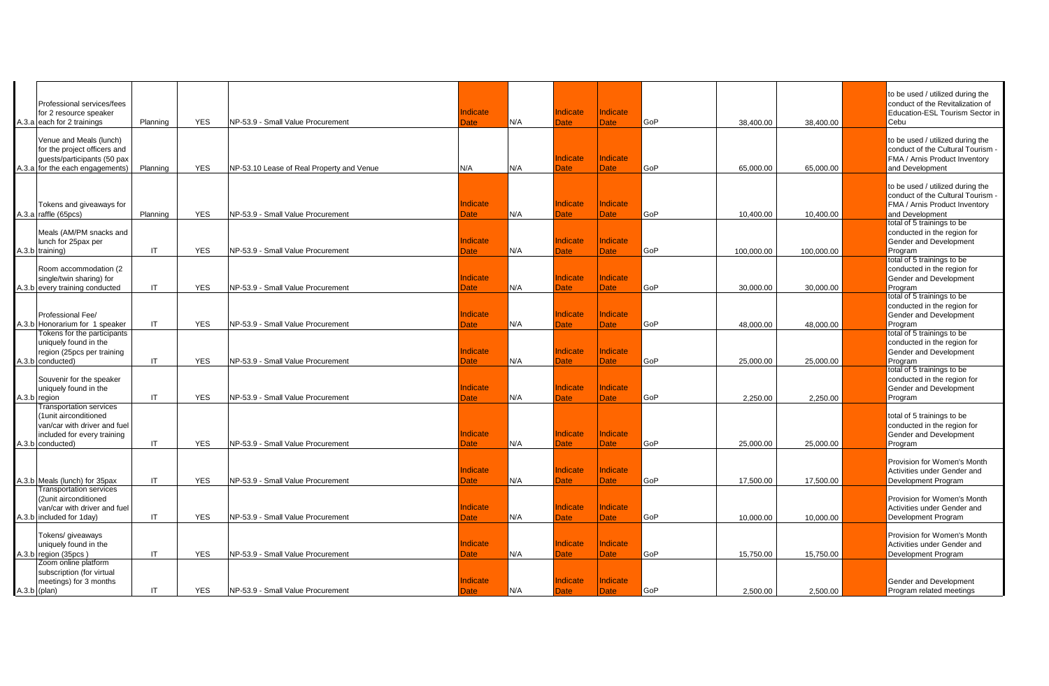| | | | | | | | | | | | | | |
|---|---|---|---|---|---|---|---|---|---|---|---|---|---|
| A.3.a | Professional services/fees for 2 resource speaker each for 2 trainings | Planning | YES | NP-53.9 - Small Value Procurement | Indicate Date | N/A | Indicate Date | Indicate Date | GoP | 38,400.00 | 38,400.00 | | to be used / utilized during the conduct of the Revitalization of Education-ESL Tourism Sector in Cebu |
| A.3.a | Venue and Meals (lunch) for the project officers and guests/participants (50 pax for the each engagements) | Planning | YES | NP-53.10 Lease of Real Property and Venue | N/A | N/A | Indicate Date | Indicate Date | GoP | 65,000.00 | 65,000.00 | | to be used / utilized during the conduct of the Cultural Tourism - FMA / Arnis Product Inventory and Development |
| A.3.a | Tokens and giveaways for raffle (65pcs) | Planning | YES | NP-53.9 - Small Value Procurement | Indicate Date | N/A | Indicate Date | Indicate Date | GoP | 10,400.00 | 10,400.00 | | to be used / utilized during the conduct of the Cultural Tourism - FMA / Arnis Product Inventory and Development |
| A.3.b | Meals (AM/PM snacks and lunch for 25pax per training) | IT | YES | NP-53.9 - Small Value Procurement | Indicate Date | N/A | Indicate Date | Indicate Date | GoP | 100,000.00 | 100,000.00 | | total of 5 trainings to be conducted in the region for Gender and Development Program |
| A.3.b | Room accommodation (2 single/twin sharing) for every training conducted | IT | YES | NP-53.9 - Small Value Procurement | Indicate Date | N/A | Indicate Date | Indicate Date | GoP | 30,000.00 | 30,000.00 | | total of 5 trainings to be conducted in the region for Gender and Development Program |
| A.3.b | Professional Fee/ Honorarium for 1 speaker | IT | YES | NP-53.9 - Small Value Procurement | Indicate Date | N/A | Indicate Date | Indicate Date | GoP | 48,000.00 | 48,000.00 | | total of 5 trainings to be conducted in the region for Gender and Development Program |
| A.3.b | Tokens for the participants uniquely found in the region (25pcs per training conducted) | IT | YES | NP-53.9 - Small Value Procurement | Indicate Date | N/A | Indicate Date | Indicate Date | GoP | 25,000.00 | 25,000.00 | | total of 5 trainings to be conducted in the region for Gender and Development Program |
| A.3.b | Souvenir for the speaker uniquely found in the region | IT | YES | NP-53.9 - Small Value Procurement | Indicate Date | N/A | Indicate Date | Indicate Date | GoP | 2,250.00 | 2,250.00 | | total of 5 trainings to be conducted in the region for Gender and Development Program |
| A.3.b | Transportation services (1unit airconditioned van/car with driver and fuel included for every training conducted) | IT | YES | NP-53.9 - Small Value Procurement | Indicate Date | N/A | Indicate Date | Indicate Date | GoP | 25,000.00 | 25,000.00 | | total of 5 trainings to be conducted in the region for Gender and Development Program |
| A.3.b | Meals (lunch) for 35pax | IT | YES | NP-53.9 - Small Value Procurement | Indicate Date | N/A | Indicate Date | Indicate Date | GoP | 17,500.00 | 17,500.00 | | Provision for Women's Month Activities under Gender and Development Program |
| A.3.b | Transportation services (2unit airconditioned van/car with driver and fuel included for 1day) | IT | YES | NP-53.9 - Small Value Procurement | Indicate Date | N/A | Indicate Date | Indicate Date | GoP | 10,000.00 | 10,000.00 | | Provision for Women's Month Activities under Gender and Development Program |
| A.3.b | Tokens/ giveaways uniquely found in the region (35pcs ) | IT | YES | NP-53.9 - Small Value Procurement | Indicate Date | N/A | Indicate Date | Indicate Date | GoP | 15,750.00 | 15,750.00 | | Provision for Women's Month Activities under Gender and Development Program |
| A.3.b | Zoom online platform subscription (for virtual meetings) for 3 months (plan) | IT | YES | NP-53.9 - Small Value Procurement | Indicate Date | N/A | Indicate Date | Indicate Date | GoP | 2,500.00 | 2,500.00 | | Gender and Development Program related meetings |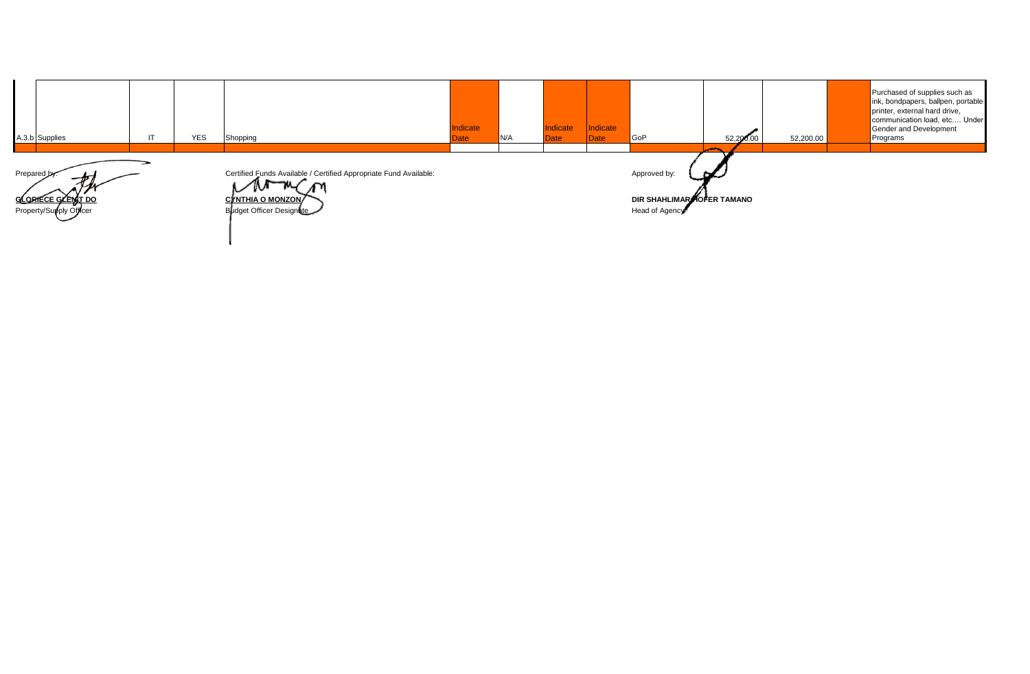| | | | | | | | | | | | | |
|---|---|---|---|---|---|---|---|---|---|---|---|---|
| A.3.b Supplies | IT | YES | Shopping | Indicate Date | N/A | Indicate Date | Indicate Date | GoP | 52,200.00 | 52,200.00 | | Purchased of supplies such as ink, bondpapers, ballpen, portable printer, external hard drive, communication load, etc.… Under Gender and Development Programs |
| | | | | | | | | | | | | |

Prepared by:

**GLORIECE GLENT DO**
Property/Supply Officer

Certified Funds Available / Certified Appropriate Fund Available:

**CYNTHIA O MONZON**
Budget Officer Designate

Approved by:

**DIR SHAHLIMAR HOFER TAMANO**
Head of Agency